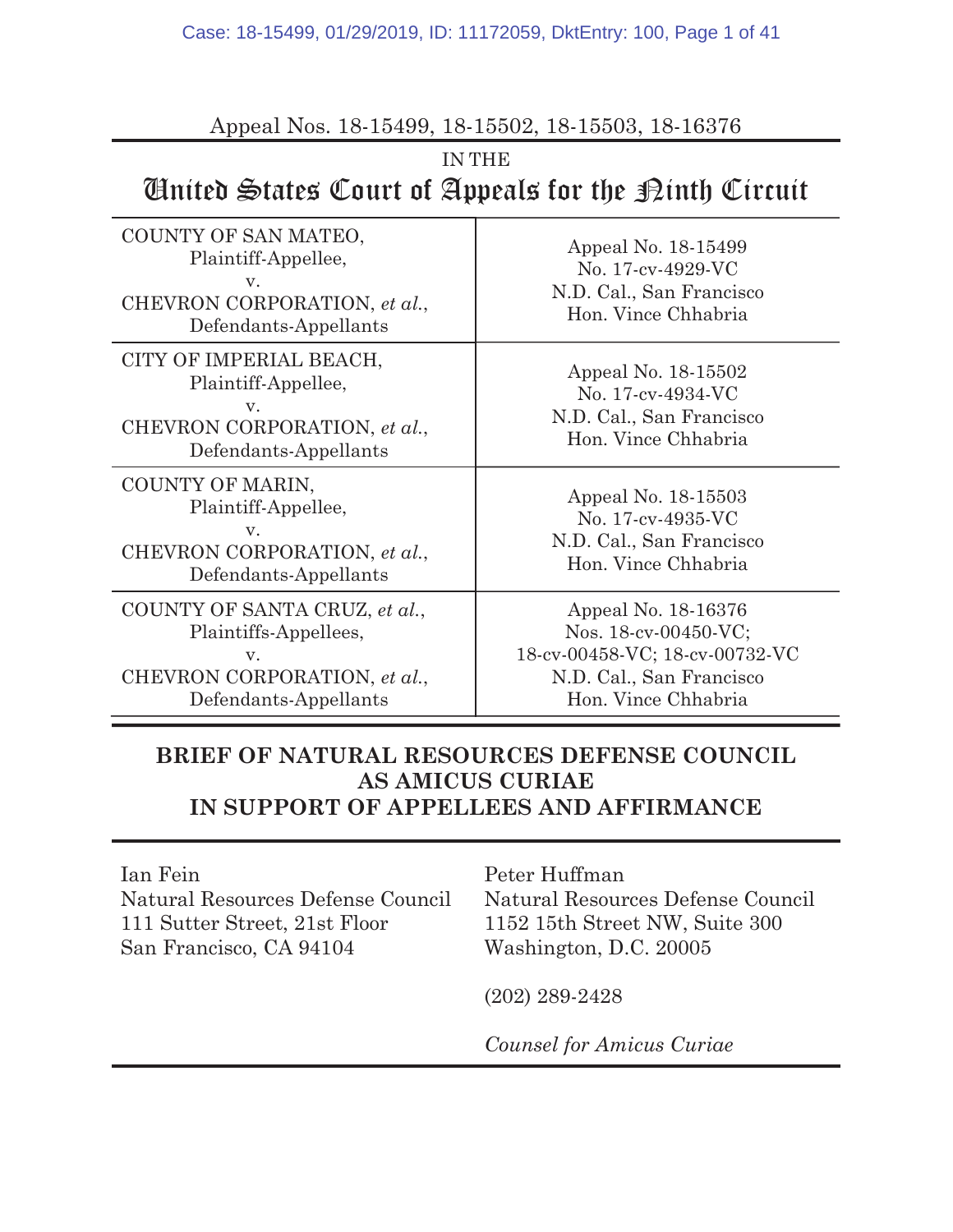Appeal Nos. 18-15499, 18-15502, 18-15503, 18-16376

IN THE

# United States Court of Appeals for the Ninth Circuit

| | |
|---|---|
| COUNTY OF SAN MATEO, Plaintiff-Appellee, v. CHEVRON CORPORATION, *et al.*, Defendants-Appellants | Appeal No. 18-15499 No. 17-cv-4929-VC N.D. Cal., San Francisco Hon. Vince Chhabria |
| CITY OF IMPERIAL BEACH, Plaintiff-Appellee, v. CHEVRON CORPORATION, *et al.*, Defendants-Appellants | Appeal No. 18-15502 No. 17-cv-4934-VC N.D. Cal., San Francisco Hon. Vince Chhabria |
| COUNTY OF MARIN, Plaintiff-Appellee, v. CHEVRON CORPORATION, *et al.*, Defendants-Appellants | Appeal No. 18-15503 No. 17-cv-4935-VC N.D. Cal., San Francisco Hon. Vince Chhabria |
| COUNTY OF SANTA CRUZ, *et al.*, Plaintiffs-Appellees, v. CHEVRON CORPORATION, *et al.*, Defendants-Appellants | Appeal No. 18-16376 Nos. 18-cv-00450-VC; 18-cv-00458-VC; 18-cv-00732-VC N.D. Cal., San Francisco Hon. Vince Chhabria |

**BRIEF OF NATURAL RESOURCES DEFENSE COUNCIL AS AMICUS CURIAE IN SUPPORT OF APPELLEES AND AFFIRMANCE**

Ian Fein
Natural Resources Defense Council
111 Sutter Street, 21st Floor
San Francisco, CA 94104

Peter Huffman
Natural Resources Defense Council
1152 15th Street NW, Suite 300
Washington, D.C. 20005

(202) 289-2428

*Counsel for Amicus Curiae*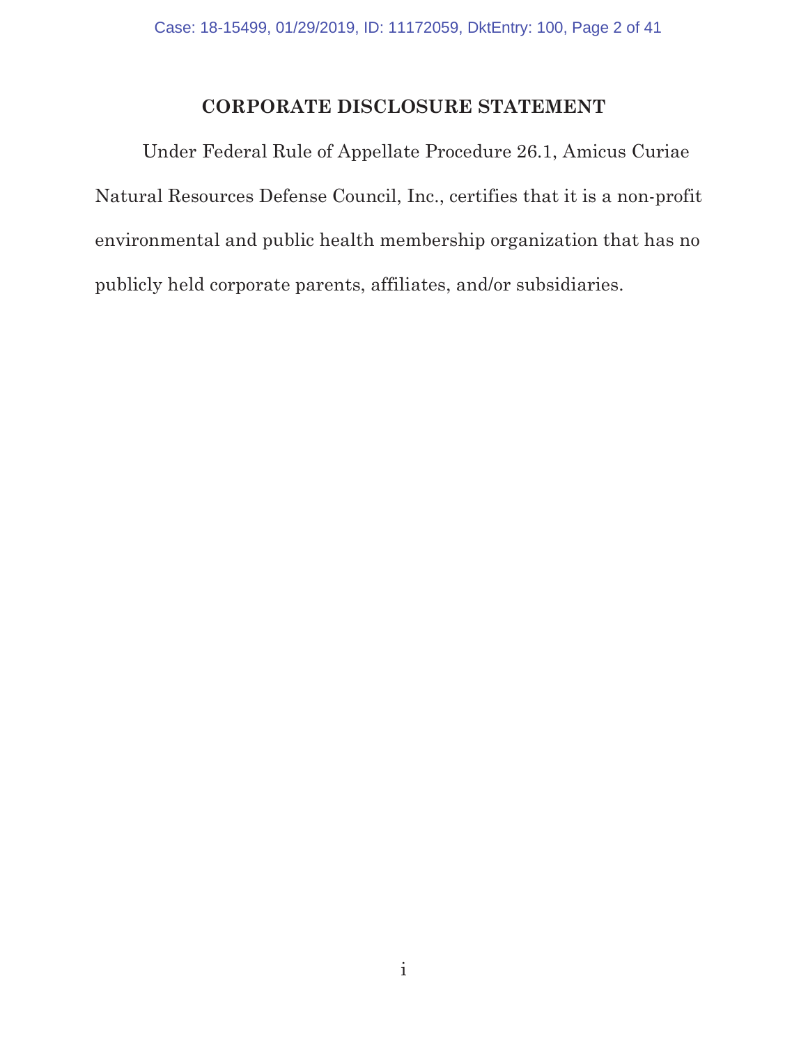## CORPORATE DISCLOSURE STATEMENT

Under Federal Rule of Appellate Procedure 26.1, Amicus Curiae Natural Resources Defense Council, Inc., certifies that it is a non-profit environmental and public health membership organization that has no publicly held corporate parents, affiliates, and/or subsidiaries.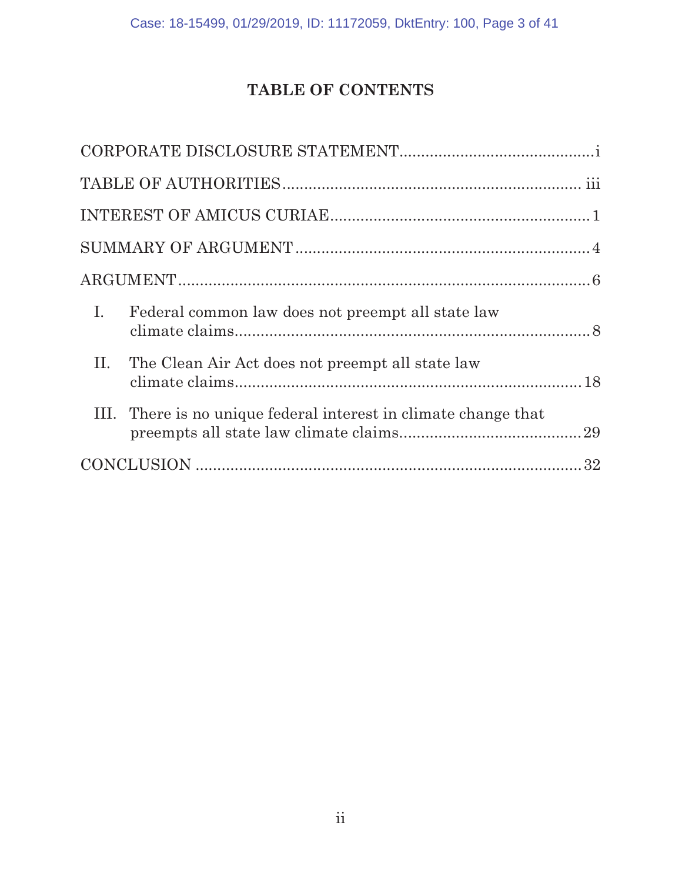# TABLE OF CONTENTS

CORPORATE DISCLOSURE STATEMENT ............................................ i

TABLE OF AUTHORITIES .................................................................... iii

INTEREST OF AMICUS CURIAE .......................................................... 1

SUMMARY OF ARGUMENT .................................................................. 4

ARGUMENT ............................................................................................. 6

I. Federal common law does not preempt all state law climate claims ................................................................................. 8

II. The Clean Air Act does not preempt all state law climate claims ................................................................................ 18

III. There is no unique federal interest in climate change that preempts all state law climate claims .......................................... 29

CONCLUSION ........................................................................................ 32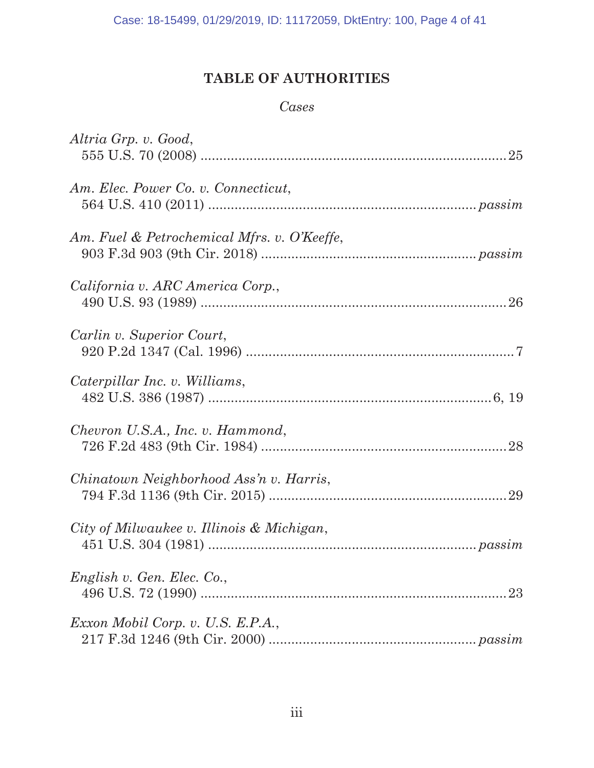## TABLE OF AUTHORITIES

*Cases*

*Altria Grp. v. Good*,
555 U.S. 70 (2008) .......................................................................... 25

*Am. Elec. Power Co. v. Connecticut*,
564 U.S. 410 (2011) .......................................................................... *passim*

*Am. Fuel & Petrochemical Mfrs. v. O'Keeffe*,
903 F.3d 903 (9th Cir. 2018) .......................................................................... *passim*

*California v. ARC America Corp.*,
490 U.S. 93 (1989) .......................................................................... 26

*Carlin v. Superior Court*,
920 P.2d 1347 (Cal. 1996) .......................................................................... 7

*Caterpillar Inc. v. Williams*,
482 U.S. 386 (1987) .......................................................................... 6, 19

*Chevron U.S.A., Inc. v. Hammond*,
726 F.2d 483 (9th Cir. 1984) .......................................................................... 28

*Chinatown Neighborhood Ass'n v. Harris*,
794 F.3d 1136 (9th Cir. 2015) .......................................................................... 29

*City of Milwaukee v. Illinois & Michigan*,
451 U.S. 304 (1981) .......................................................................... *passim*

*English v. Gen. Elec. Co.*,
496 U.S. 72 (1990) .......................................................................... 23

*Exxon Mobil Corp. v. U.S. E.P.A.*,
217 F.3d 1246 (9th Cir. 2000) .......................................................................... *passim*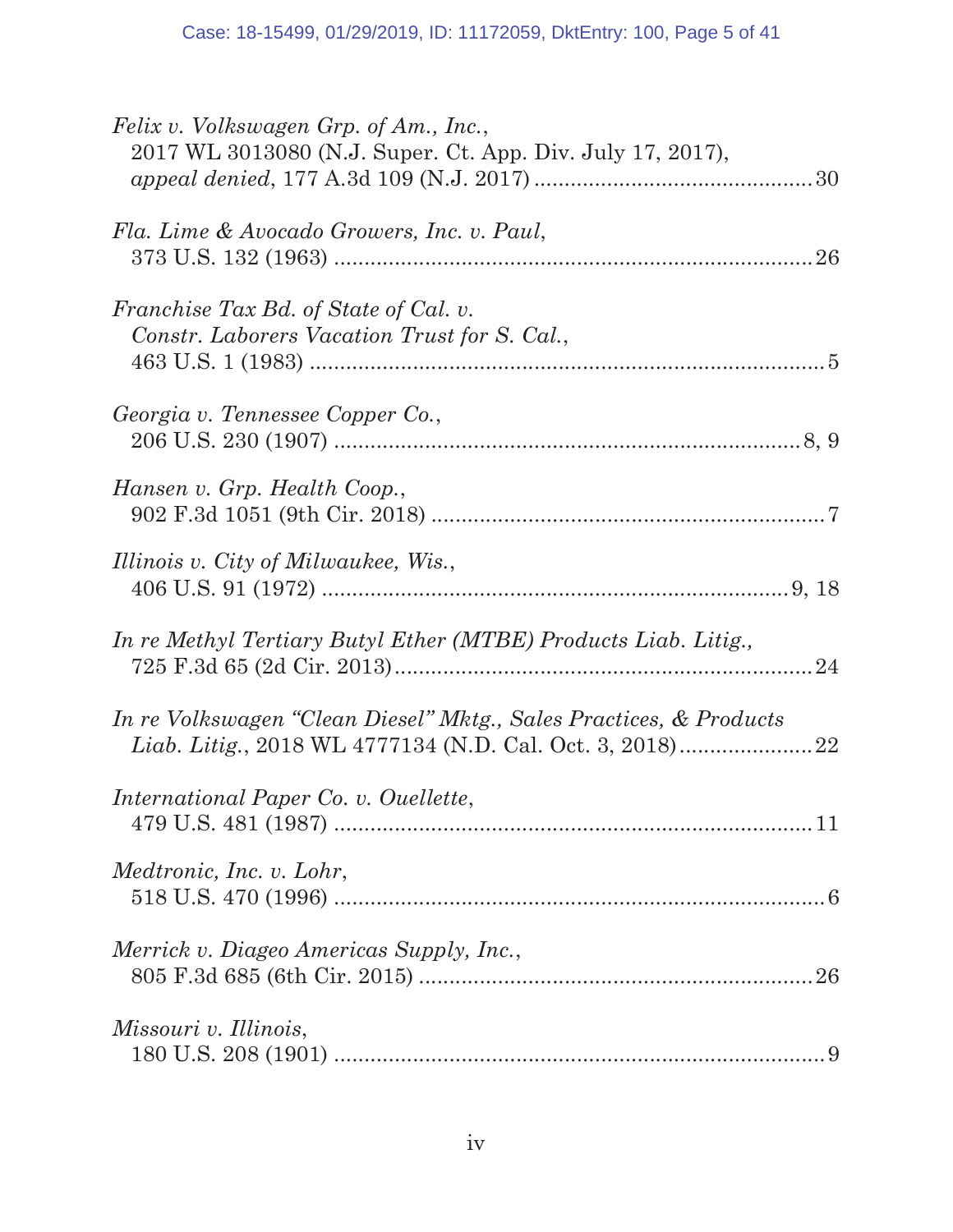*Felix v. Volkswagen Grp. of Am., Inc.*,
2017 WL 3013080 (N.J. Super. Ct. App. Div. July 17, 2017),
*appeal denied*, 177 A.3d 109 (N.J. 2017) ............................................. 30

*Fla. Lime & Avocado Growers, Inc. v. Paul*,
373 U.S. 132 (1963) ............................................................................. 26

*Franchise Tax Bd. of State of Cal. v.*
*Constr. Laborers Vacation Trust for S. Cal.*,
463 U.S. 1 (1983) ................................................................................... 5

*Georgia v. Tennessee Copper Co.*,
206 U.S. 230 (1907) ............................................................................ 8, 9

*Hansen v. Grp. Health Coop.*,
902 F.3d 1051 (9th Cir. 2018) ................................................................ 7

*Illinois v. City of Milwaukee, Wis.*,
406 U.S. 91 (1972) ........................................................................... 9, 18

*In re Methyl Tertiary Butyl Ether (MTBE) Products Liab. Litig.*,
725 F.3d 65 (2d Cir. 2013).................................................................... 24

*In re Volkswagen "Clean Diesel" Mktg., Sales Practices, & Products*
*Liab. Litig.*, 2018 WL 4777134 (N.D. Cal. Oct. 3, 2018)...................... 22

*International Paper Co. v. Ouellette*,
479 U.S. 481 (1987) ............................................................................. 11

*Medtronic, Inc. v. Lohr*,
518 U.S. 470 (1996) ............................................................................... 6

*Merrick v. Diageo Americas Supply, Inc.*,
805 F.3d 685 (6th Cir. 2015) ................................................................ 26

*Missouri v. Illinois*,
180 U.S. 208 (1901) ............................................................................... 9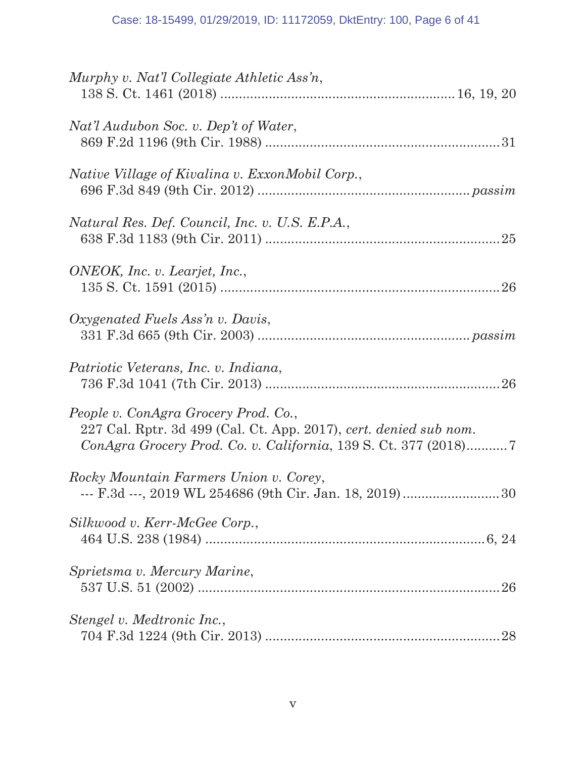*Murphy v. Nat'l Collegiate Athletic Ass'n*,
138 S. Ct. 1461 (2018) ........................................................ 16, 19, 20

*Nat'l Audubon Soc. v. Dep't of Water*,
869 F.2d 1196 (9th Cir. 1988) ........................................................ 31

*Native Village of Kivalina v. ExxonMobil Corp.*,
696 F.3d 849 (9th Cir. 2012) ........................................................ *passim*

*Natural Res. Def. Council, Inc. v. U.S. E.P.A.*,
638 F.3d 1183 (9th Cir. 2011) ........................................................ 25

*ONEOK, Inc. v. Learjet, Inc.*,
135 S. Ct. 1591 (2015) ........................................................ 26

*Oxygenated Fuels Ass'n v. Davis*,
331 F.3d 665 (9th Cir. 2003) ........................................................ *passim*

*Patriotic Veterans, Inc. v. Indiana*,
736 F.3d 1041 (7th Cir. 2013) ........................................................ 26

*People v. ConAgra Grocery Prod. Co.*,
227 Cal. Rptr. 3d 499 (Cal. Ct. App. 2017), *cert. denied sub nom. ConAgra Grocery Prod. Co. v. California*, 139 S. Ct. 377 (2018) ........... 7

*Rocky Mountain Farmers Union v. Corey*,
--- F.3d ---, 2019 WL 254686 (9th Cir. Jan. 18, 2019) ........................... 30

*Silkwood v. Kerr-McGee Corp.*,
464 U.S. 238 (1984) ........................................................ 6, 24

*Sprietsma v. Mercury Marine*,
537 U.S. 51 (2002) ........................................................ 26

*Stengel v. Medtronic Inc.*,
704 F.3d 1224 (9th Cir. 2013) ........................................................ 28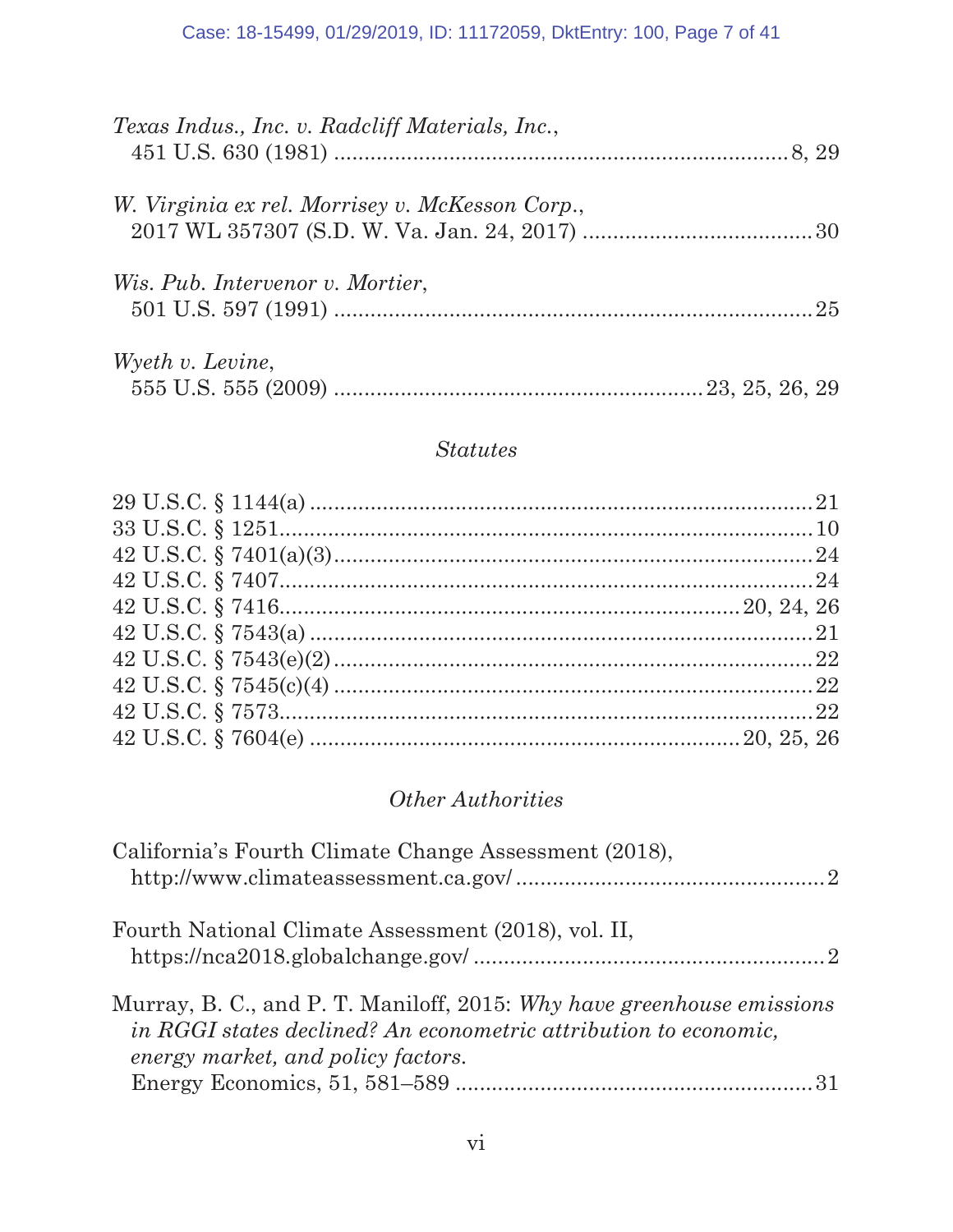*Texas Indus., Inc. v. Radcliff Materials, Inc.*,
451 U.S. 630 (1981) ........................................................................ 8, 29

*W. Virginia ex rel. Morrisey v. McKesson Corp.*,
2017 WL 357307 (S.D. W. Va. Jan. 24, 2017) ..................................... 30

*Wis. Pub. Intervenor v. Mortier*,
501 U.S. 597 (1991) ........................................................................... 25

*Wyeth v. Levine*,
555 U.S. 555 (2009) ........................................................... 23, 25, 26, 29

### *Statutes*

29 U.S.C. § 1144(a) ................................................................................ 21
33 U.S.C. § 1251...................................................................................... 10
42 U.S.C. § 7401(a)(3)............................................................................. 24
42 U.S.C. § 7407...................................................................................... 24
42 U.S.C. § 7416.......................................................................... 20, 24, 26
42 U.S.C. § 7543(a) ................................................................................ 21
42 U.S.C. § 7543(e)(2) ............................................................................. 22
42 U.S.C. § 7545(c)(4) ............................................................................. 22
42 U.S.C. § 7573...................................................................................... 22
42 U.S.C. § 7604(e) ................................................................... 20, 25, 26

### *Other Authorities*

California's Fourth Climate Change Assessment (2018),
http://www.climateassessment.ca.gov/ .................................................. 2

Fourth National Climate Assessment (2018), vol. II,
https://nca2018.globalchange.gov/ ........................................................ 2

Murray, B. C., and P. T. Maniloff, 2015: *Why have greenhouse emissions in RGGI states declined? An econometric attribution to economic, energy market, and policy factors.*
Energy Economics, 51, 581–589 .......................................................... 31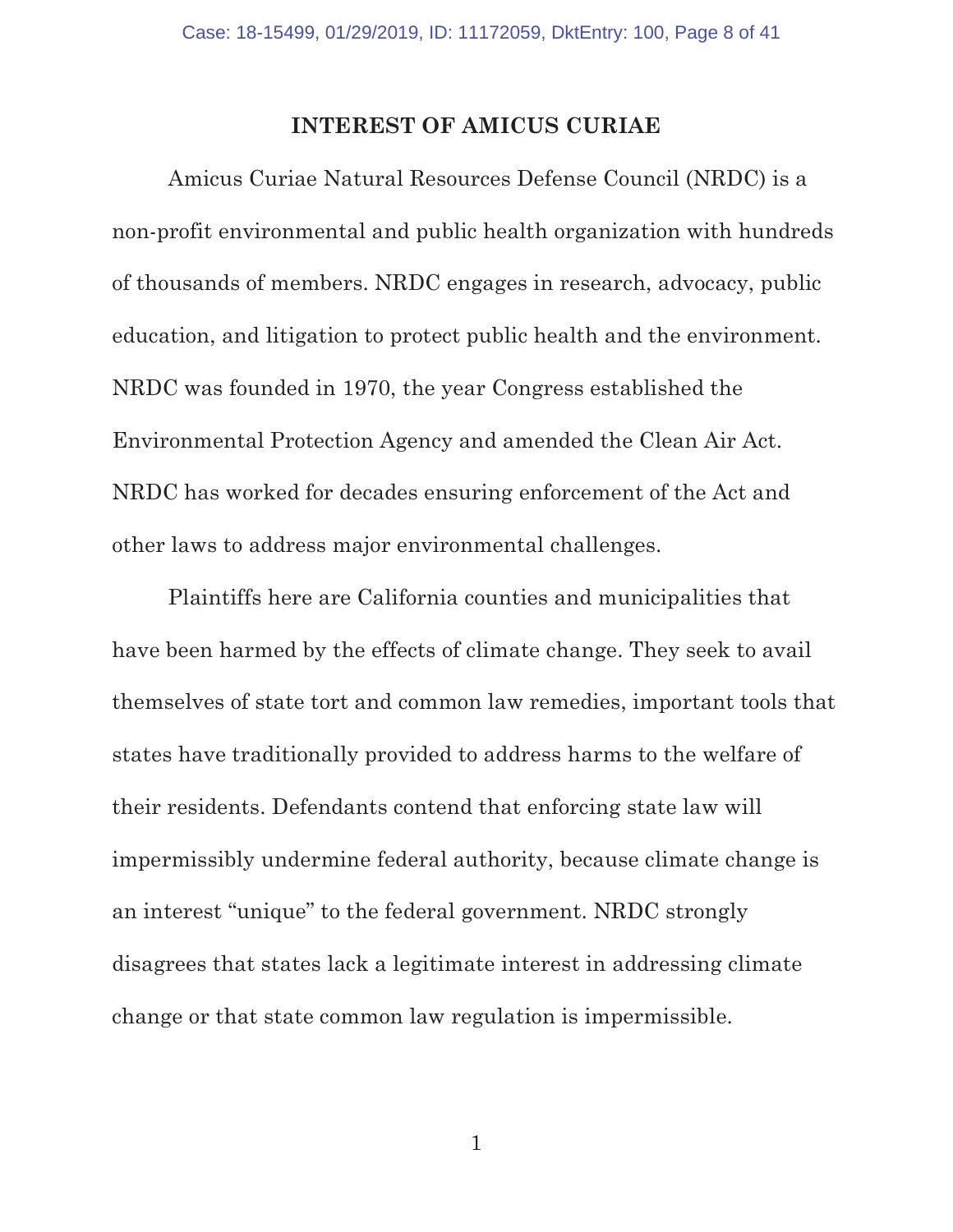## INTEREST OF AMICUS CURIAE

Amicus Curiae Natural Resources Defense Council (NRDC) is a non-profit environmental and public health organization with hundreds of thousands of members. NRDC engages in research, advocacy, public education, and litigation to protect public health and the environment. NRDC was founded in 1970, the year Congress established the Environmental Protection Agency and amended the Clean Air Act. NRDC has worked for decades ensuring enforcement of the Act and other laws to address major environmental challenges.

Plaintiffs here are California counties and municipalities that have been harmed by the effects of climate change. They seek to avail themselves of state tort and common law remedies, important tools that states have traditionally provided to address harms to the welfare of their residents. Defendants contend that enforcing state law will impermissibly undermine federal authority, because climate change is an interest "unique" to the federal government. NRDC strongly disagrees that states lack a legitimate interest in addressing climate change or that state common law regulation is impermissible.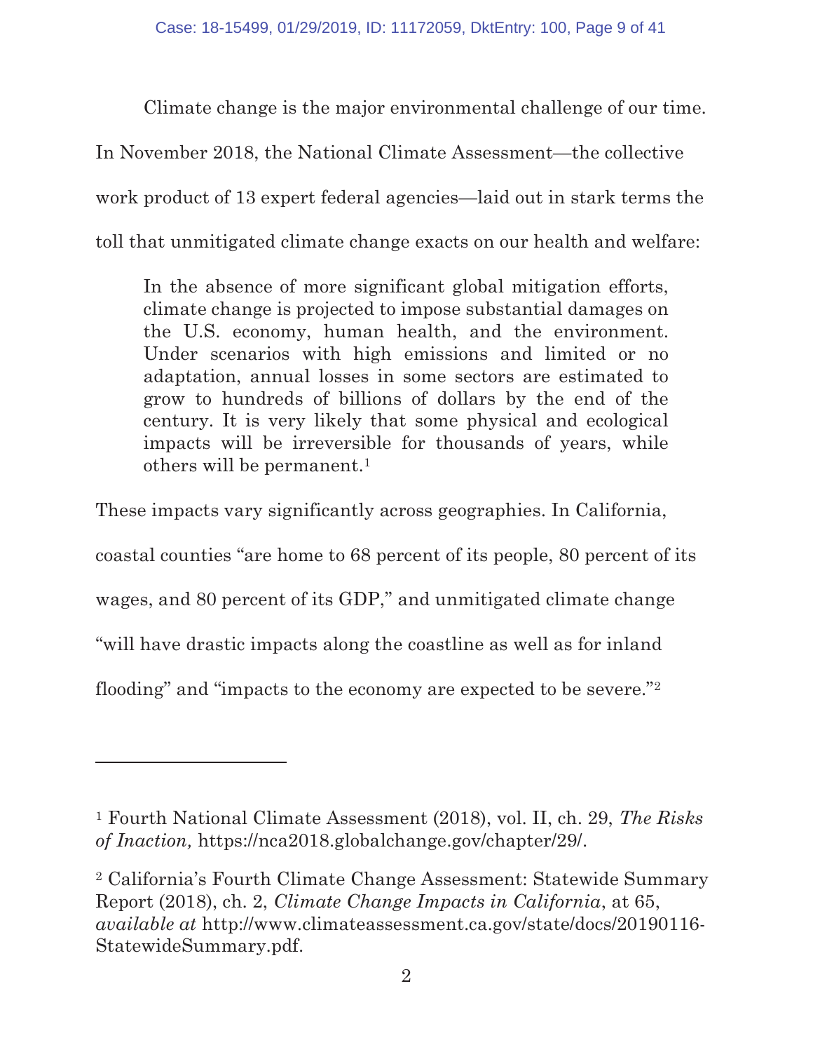Climate change is the major environmental challenge of our time. In November 2018, the National Climate Assessment—the collective work product of 13 expert federal agencies—laid out in stark terms the toll that unmitigated climate change exacts on our health and welfare:

> In the absence of more significant global mitigation efforts, climate change is projected to impose substantial damages on the U.S. economy, human health, and the environment. Under scenarios with high emissions and limited or no adaptation, annual losses in some sectors are estimated to grow to hundreds of billions of dollars by the end of the century. It is very likely that some physical and ecological impacts will be irreversible for thousands of years, while others will be permanent.[1]

These impacts vary significantly across geographies. In California, coastal counties "are home to 68 percent of its people, 80 percent of its wages, and 80 percent of its GDP," and unmitigated climate change "will have drastic impacts along the coastline as well as for inland flooding" and "impacts to the economy are expected to be severe."[2]

---

[1] Fourth National Climate Assessment (2018), vol. II, ch. 29, *The Risks of Inaction,* https://nca2018.globalchange.gov/chapter/29/.

[2] California's Fourth Climate Change Assessment: Statewide Summary Report (2018), ch. 2, *Climate Change Impacts in California*, at 65, *available at* http://www.climateassessment.ca.gov/state/docs/20190116-StatewideSummary.pdf.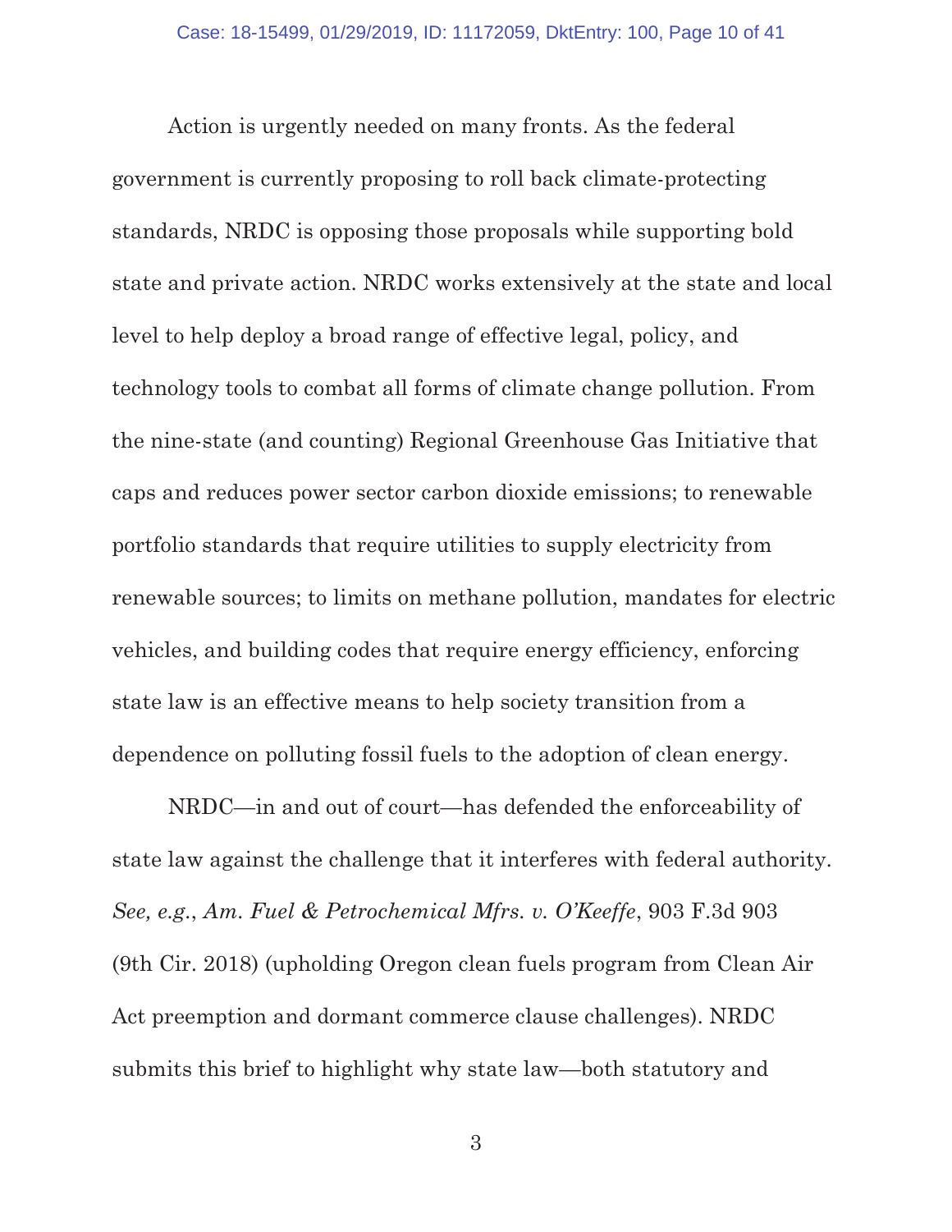Action is urgently needed on many fronts. As the federal government is currently proposing to roll back climate-protecting standards, NRDC is opposing those proposals while supporting bold state and private action. NRDC works extensively at the state and local level to help deploy a broad range of effective legal, policy, and technology tools to combat all forms of climate change pollution. From the nine-state (and counting) Regional Greenhouse Gas Initiative that caps and reduces power sector carbon dioxide emissions; to renewable portfolio standards that require utilities to supply electricity from renewable sources; to limits on methane pollution, mandates for electric vehicles, and building codes that require energy efficiency, enforcing state law is an effective means to help society transition from a dependence on polluting fossil fuels to the adoption of clean energy.

NRDC—in and out of court—has defended the enforceability of state law against the challenge that it interferes with federal authority. *See, e.g.*, *Am. Fuel & Petrochemical Mfrs. v. O'Keeffe*, 903 F.3d 903 (9th Cir. 2018) (upholding Oregon clean fuels program from Clean Air Act preemption and dormant commerce clause challenges). NRDC submits this brief to highlight why state law—both statutory and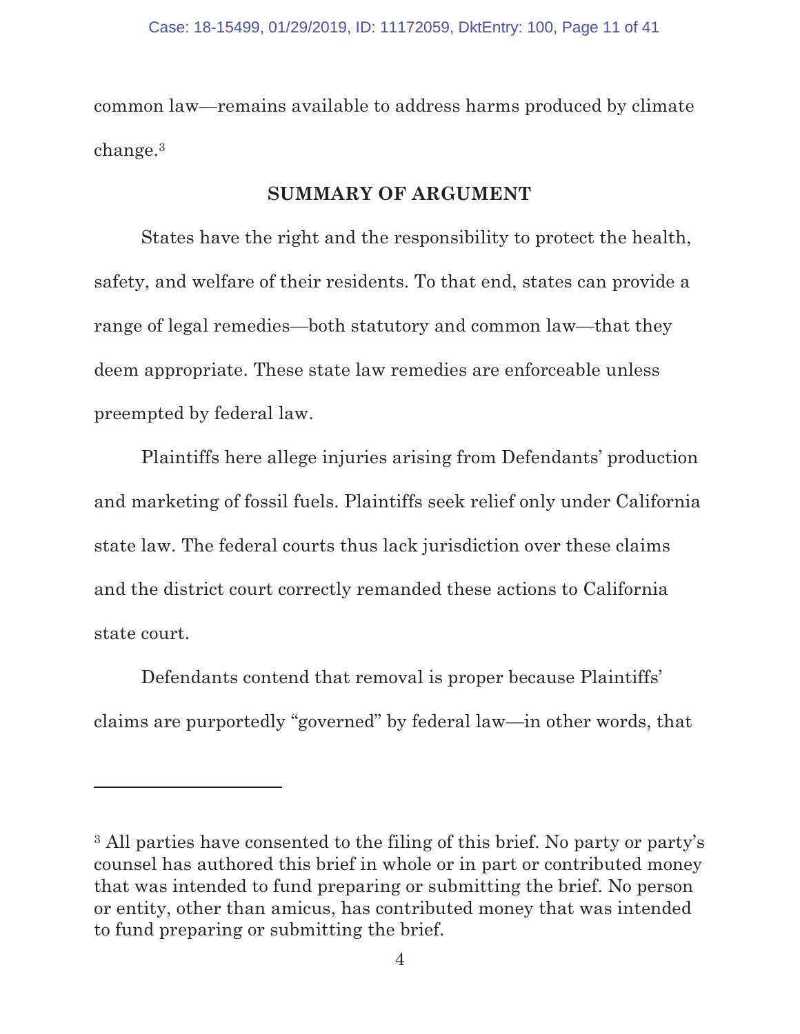common law—remains available to address harms produced by climate change.[3]

## SUMMARY OF ARGUMENT

States have the right and the responsibility to protect the health, safety, and welfare of their residents. To that end, states can provide a range of legal remedies—both statutory and common law—that they deem appropriate. These state law remedies are enforceable unless preempted by federal law.

Plaintiffs here allege injuries arising from Defendants' production and marketing of fossil fuels. Plaintiffs seek relief only under California state law. The federal courts thus lack jurisdiction over these claims and the district court correctly remanded these actions to California state court.

Defendants contend that removal is proper because Plaintiffs' claims are purportedly "governed" by federal law—in other words, that

---

[3] All parties have consented to the filing of this brief. No party or party's counsel has authored this brief in whole or in part or contributed money that was intended to fund preparing or submitting the brief. No person or entity, other than amicus, has contributed money that was intended to fund preparing or submitting the brief.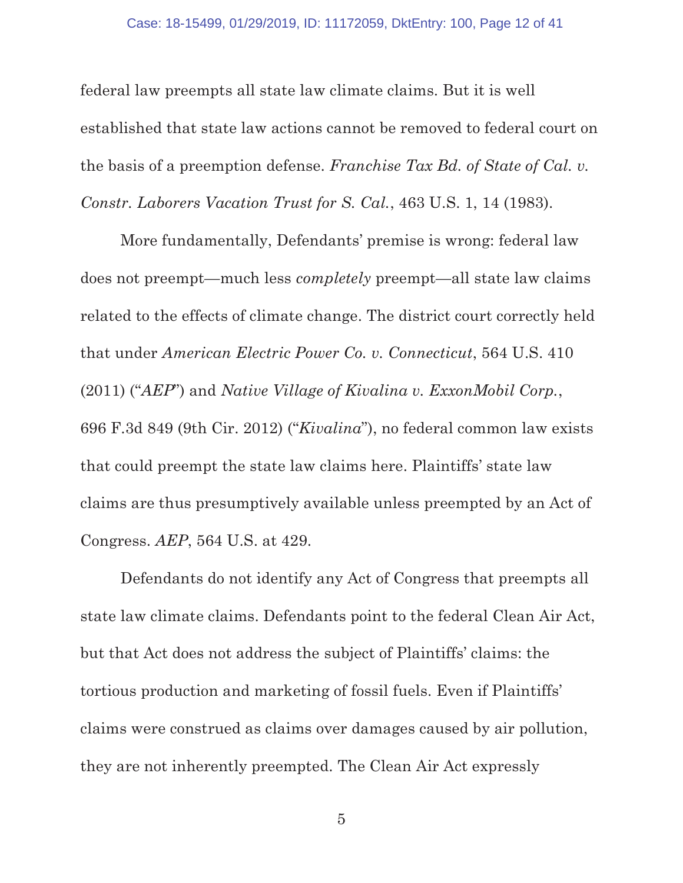federal law preempts all state law climate claims. But it is well established that state law actions cannot be removed to federal court on the basis of a preemption defense. *Franchise Tax Bd. of State of Cal. v. Constr. Laborers Vacation Trust for S. Cal.*, 463 U.S. 1, 14 (1983).

More fundamentally, Defendants' premise is wrong: federal law does not preempt—much less *completely* preempt—all state law claims related to the effects of climate change. The district court correctly held that under *American Electric Power Co. v. Connecticut*, 564 U.S. 410 (2011) ("*AEP*") and *Native Village of Kivalina v. ExxonMobil Corp.*, 696 F.3d 849 (9th Cir. 2012) ("*Kivalina*"), no federal common law exists that could preempt the state law claims here. Plaintiffs' state law claims are thus presumptively available unless preempted by an Act of Congress. *AEP*, 564 U.S. at 429.

Defendants do not identify any Act of Congress that preempts all state law climate claims. Defendants point to the federal Clean Air Act, but that Act does not address the subject of Plaintiffs' claims: the tortious production and marketing of fossil fuels. Even if Plaintiffs' claims were construed as claims over damages caused by air pollution, they are not inherently preempted. The Clean Air Act expressly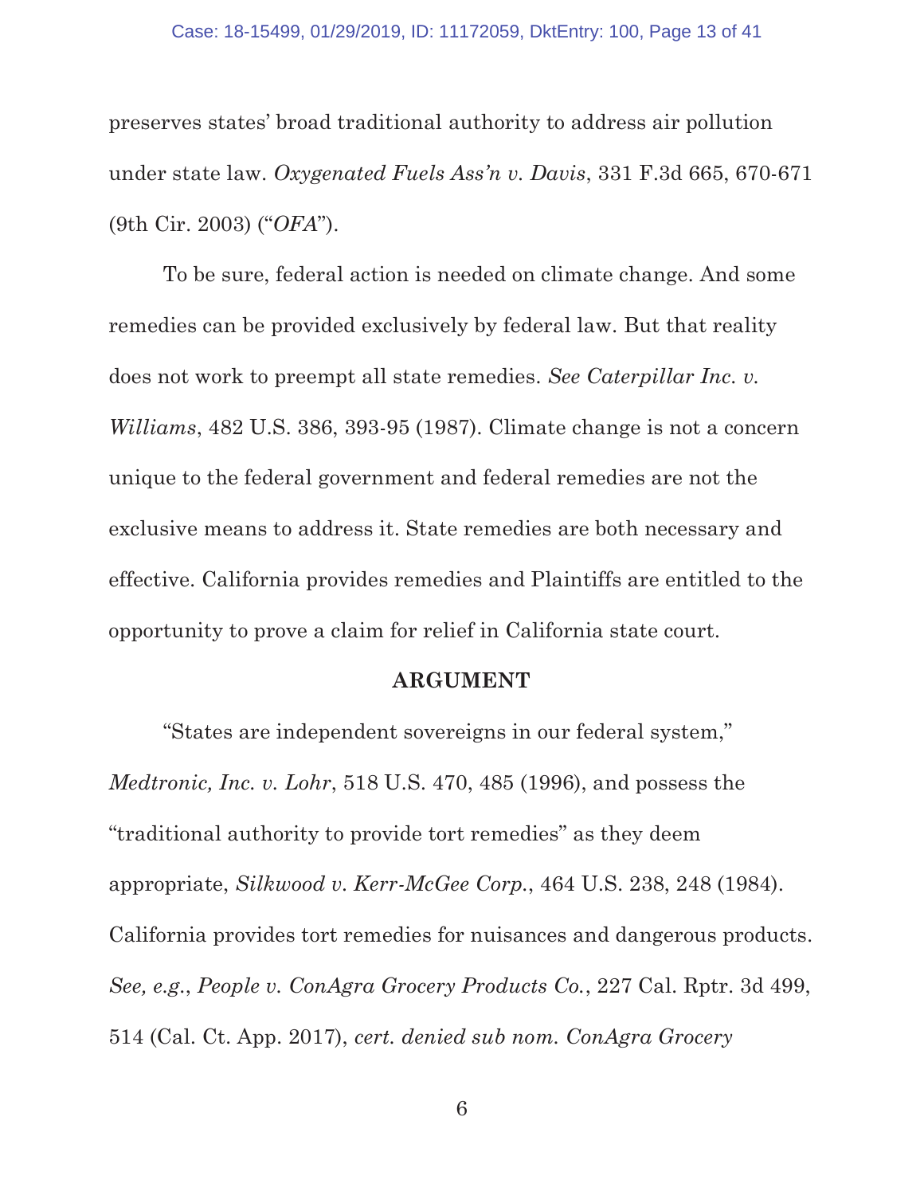preserves states' broad traditional authority to address air pollution under state law. *Oxygenated Fuels Ass'n v. Davis*, 331 F.3d 665, 670-671 (9th Cir. 2003) ("*OFA*").

To be sure, federal action is needed on climate change. And some remedies can be provided exclusively by federal law. But that reality does not work to preempt all state remedies. *See Caterpillar Inc. v. Williams*, 482 U.S. 386, 393-95 (1987). Climate change is not a concern unique to the federal government and federal remedies are not the exclusive means to address it. State remedies are both necessary and effective. California provides remedies and Plaintiffs are entitled to the opportunity to prove a claim for relief in California state court.

## ARGUMENT

"States are independent sovereigns in our federal system," *Medtronic, Inc. v. Lohr*, 518 U.S. 470, 485 (1996), and possess the "traditional authority to provide tort remedies" as they deem appropriate, *Silkwood v. Kerr-McGee Corp.*, 464 U.S. 238, 248 (1984). California provides tort remedies for nuisances and dangerous products. *See, e.g.*, *People v. ConAgra Grocery Products Co.*, 227 Cal. Rptr. 3d 499, 514 (Cal. Ct. App. 2017), *cert. denied sub nom. ConAgra Grocery*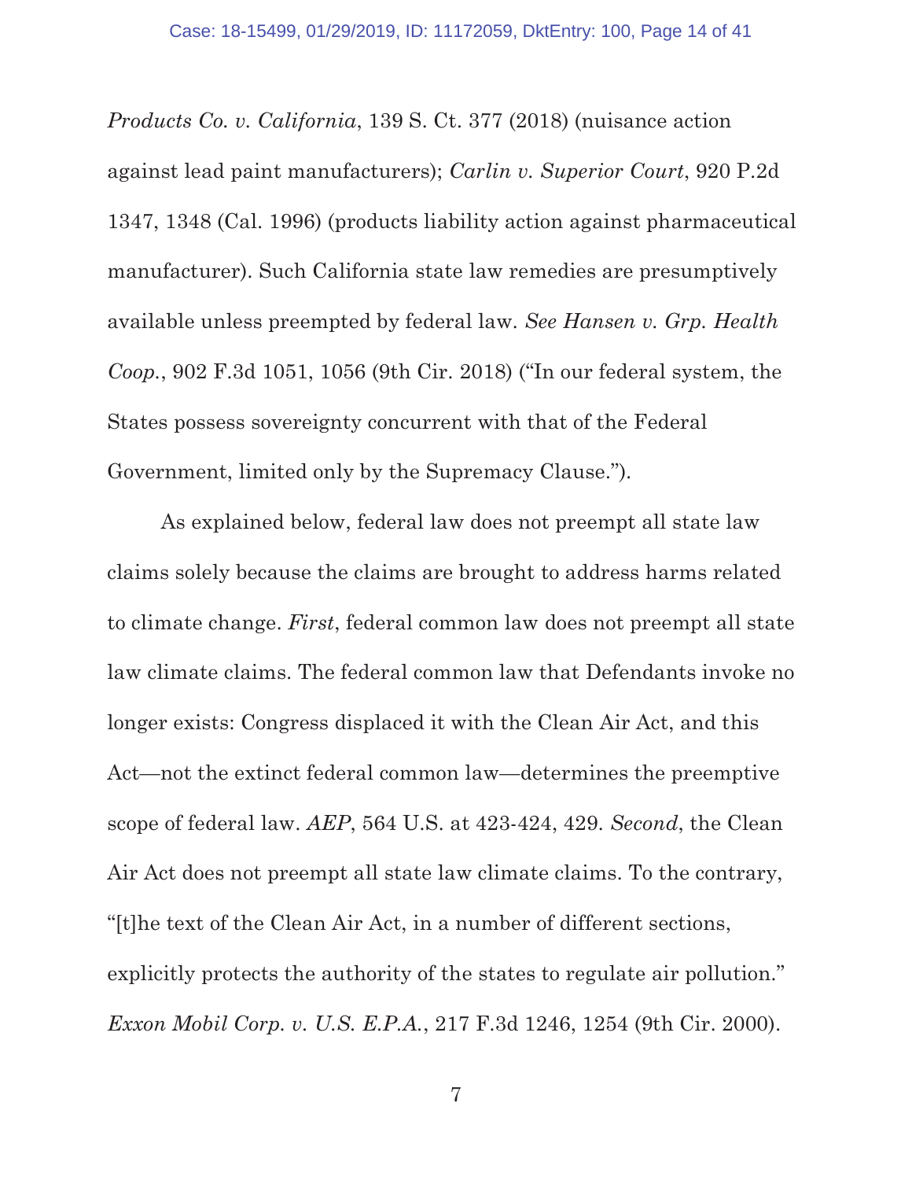*Products Co. v. California*, 139 S. Ct. 377 (2018) (nuisance action against lead paint manufacturers); *Carlin v. Superior Court*, 920 P.2d 1347, 1348 (Cal. 1996) (products liability action against pharmaceutical manufacturer). Such California state law remedies are presumptively available unless preempted by federal law. *See Hansen v. Grp. Health Coop.*, 902 F.3d 1051, 1056 (9th Cir. 2018) ("In our federal system, the States possess sovereignty concurrent with that of the Federal Government, limited only by the Supremacy Clause.").

As explained below, federal law does not preempt all state law claims solely because the claims are brought to address harms related to climate change. *First*, federal common law does not preempt all state law climate claims. The federal common law that Defendants invoke no longer exists: Congress displaced it with the Clean Air Act, and this Act—not the extinct federal common law—determines the preemptive scope of federal law. *AEP*, 564 U.S. at 423-424, 429. *Second*, the Clean Air Act does not preempt all state law climate claims. To the contrary, "[t]he text of the Clean Air Act, in a number of different sections, explicitly protects the authority of the states to regulate air pollution." *Exxon Mobil Corp. v. U.S. E.P.A.*, 217 F.3d 1246, 1254 (9th Cir. 2000).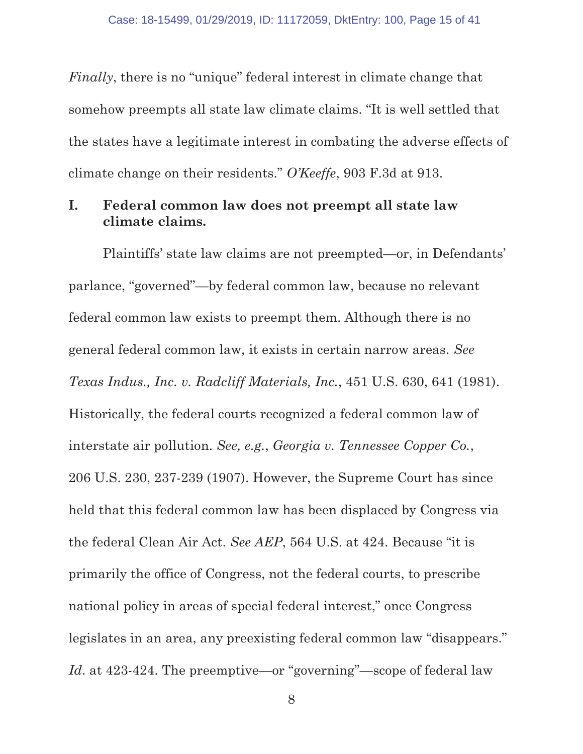*Finally*, there is no "unique" federal interest in climate change that somehow preempts all state law climate claims. "It is well settled that the states have a legitimate interest in combating the adverse effects of climate change on their residents." *O'Keeffe*, 903 F.3d at 913.

## I. Federal common law does not preempt all state law climate claims.

Plaintiffs' state law claims are not preempted—or, in Defendants' parlance, "governed"—by federal common law, because no relevant federal common law exists to preempt them. Although there is no general federal common law, it exists in certain narrow areas. *See Texas Indus., Inc. v. Radcliff Materials, Inc.*, 451 U.S. 630, 641 (1981). Historically, the federal courts recognized a federal common law of interstate air pollution. *See, e.g.*, *Georgia v. Tennessee Copper Co.*, 206 U.S. 230, 237-239 (1907). However, the Supreme Court has since held that this federal common law has been displaced by Congress via the federal Clean Air Act. *See AEP*, 564 U.S. at 424. Because "it is primarily the office of Congress, not the federal courts, to prescribe national policy in areas of special federal interest," once Congress legislates in an area, any preexisting federal common law "disappears." *Id.* at 423-424. The preemptive—or "governing"—scope of federal law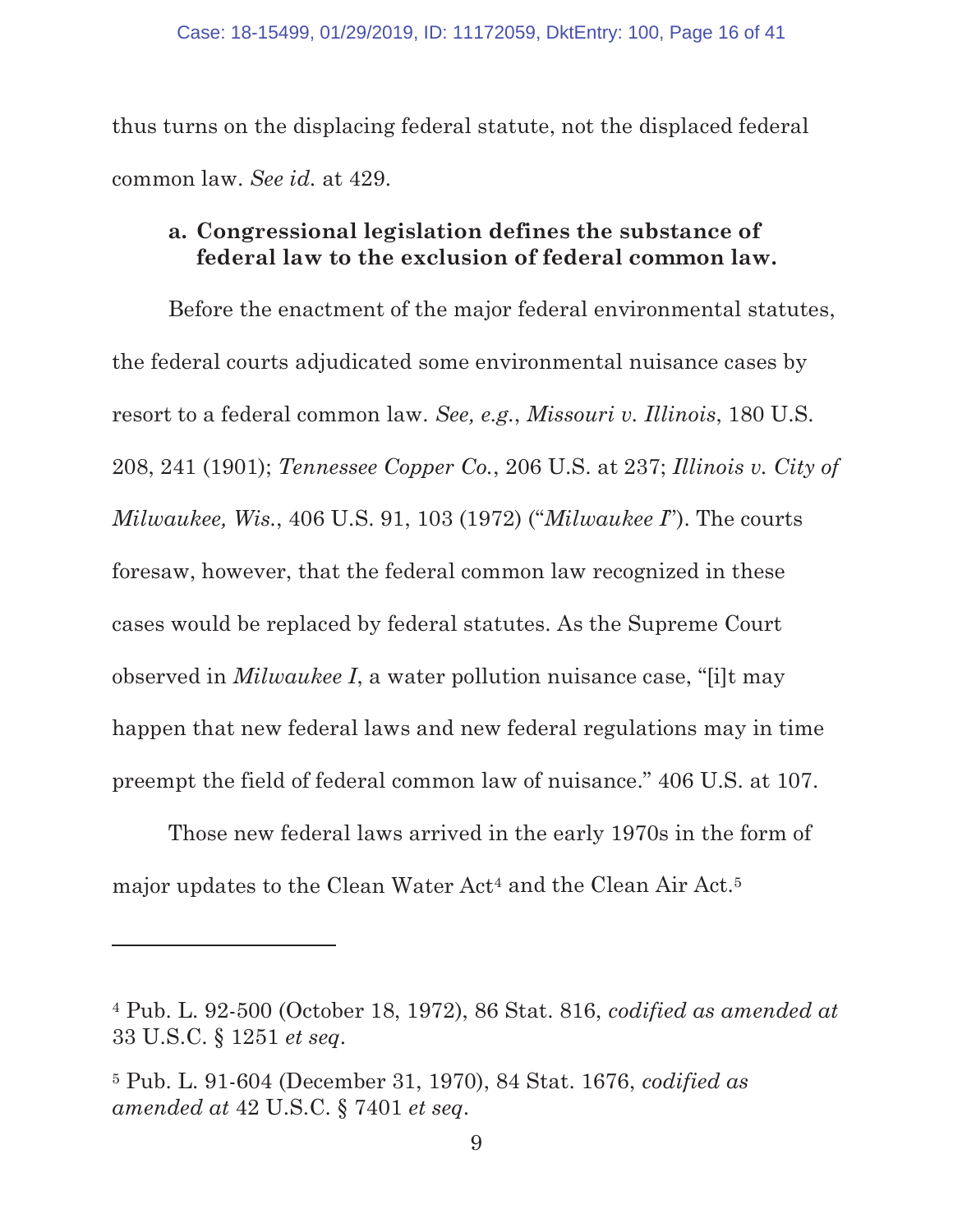thus turns on the displacing federal statute, not the displaced federal common law. *See id.* at 429.

**a. Congressional legislation defines the substance of federal law to the exclusion of federal common law.**

Before the enactment of the major federal environmental statutes, the federal courts adjudicated some environmental nuisance cases by resort to a federal common law. *See, e.g.*, *Missouri v. Illinois*, 180 U.S. 208, 241 (1901); *Tennessee Copper Co.*, 206 U.S. at 237; *Illinois v. City of Milwaukee, Wis.*, 406 U.S. 91, 103 (1972) ("*Milwaukee I*"). The courts foresaw, however, that the federal common law recognized in these cases would be replaced by federal statutes. As the Supreme Court observed in *Milwaukee I*, a water pollution nuisance case, "[i]t may happen that new federal laws and new federal regulations may in time preempt the field of federal common law of nuisance." 406 U.S. at 107.

Those new federal laws arrived in the early 1970s in the form of major updates to the Clean Water Act[4] and the Clean Air Act.[5]

---

[4] Pub. L. 92-500 (October 18, 1972), 86 Stat. 816, *codified as amended at* 33 U.S.C. § 1251 *et seq*.

[5] Pub. L. 91-604 (December 31, 1970), 84 Stat. 1676, *codified as amended at* 42 U.S.C. § 7401 *et seq*.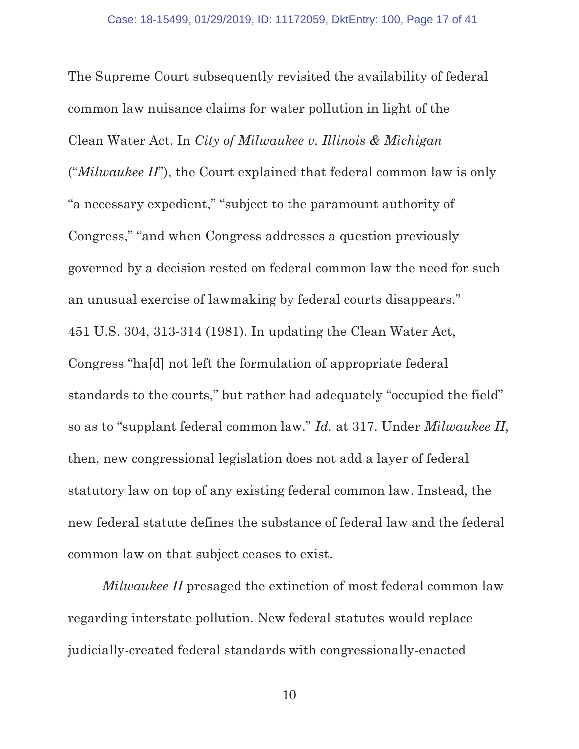The Supreme Court subsequently revisited the availability of federal common law nuisance claims for water pollution in light of the Clean Water Act. In *City of Milwaukee v. Illinois & Michigan* ("*Milwaukee II*"), the Court explained that federal common law is only "a necessary expedient," "subject to the paramount authority of Congress," "and when Congress addresses a question previously governed by a decision rested on federal common law the need for such an unusual exercise of lawmaking by federal courts disappears." 451 U.S. 304, 313-314 (1981). In updating the Clean Water Act, Congress "ha[d] not left the formulation of appropriate federal standards to the courts," but rather had adequately "occupied the field" so as to "supplant federal common law." *Id.* at 317. Under *Milwaukee II*, then, new congressional legislation does not add a layer of federal statutory law on top of any existing federal common law. Instead, the new federal statute defines the substance of federal law and the federal common law on that subject ceases to exist.

*Milwaukee II* presaged the extinction of most federal common law regarding interstate pollution. New federal statutes would replace judicially-created federal standards with congressionally-enacted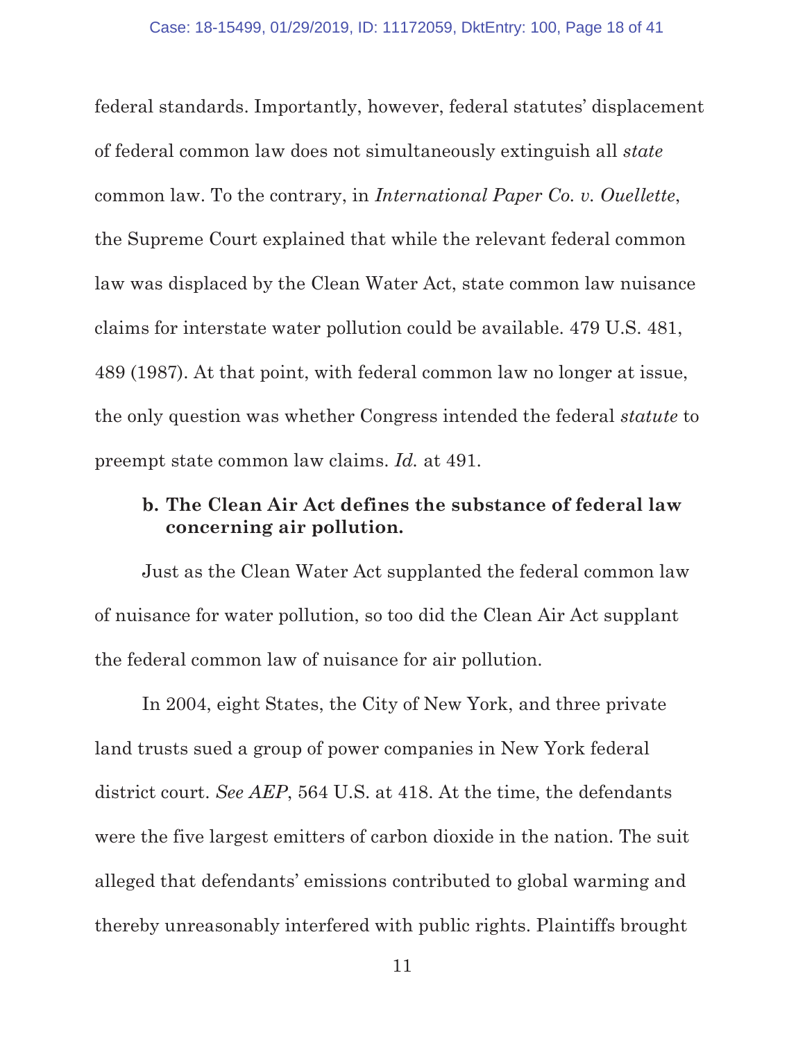federal standards. Importantly, however, federal statutes' displacement of federal common law does not simultaneously extinguish all *state* common law. To the contrary, in *International Paper Co. v. Ouellette*, the Supreme Court explained that while the relevant federal common law was displaced by the Clean Water Act, state common law nuisance claims for interstate water pollution could be available. 479 U.S. 481, 489 (1987). At that point, with federal common law no longer at issue, the only question was whether Congress intended the federal *statute* to preempt state common law claims. *Id.* at 491.

**b. The Clean Air Act defines the substance of federal law concerning air pollution.**

Just as the Clean Water Act supplanted the federal common law of nuisance for water pollution, so too did the Clean Air Act supplant the federal common law of nuisance for air pollution.

In 2004, eight States, the City of New York, and three private land trusts sued a group of power companies in New York federal district court. *See AEP*, 564 U.S. at 418. At the time, the defendants were the five largest emitters of carbon dioxide in the nation. The suit alleged that defendants' emissions contributed to global warming and thereby unreasonably interfered with public rights. Plaintiffs brought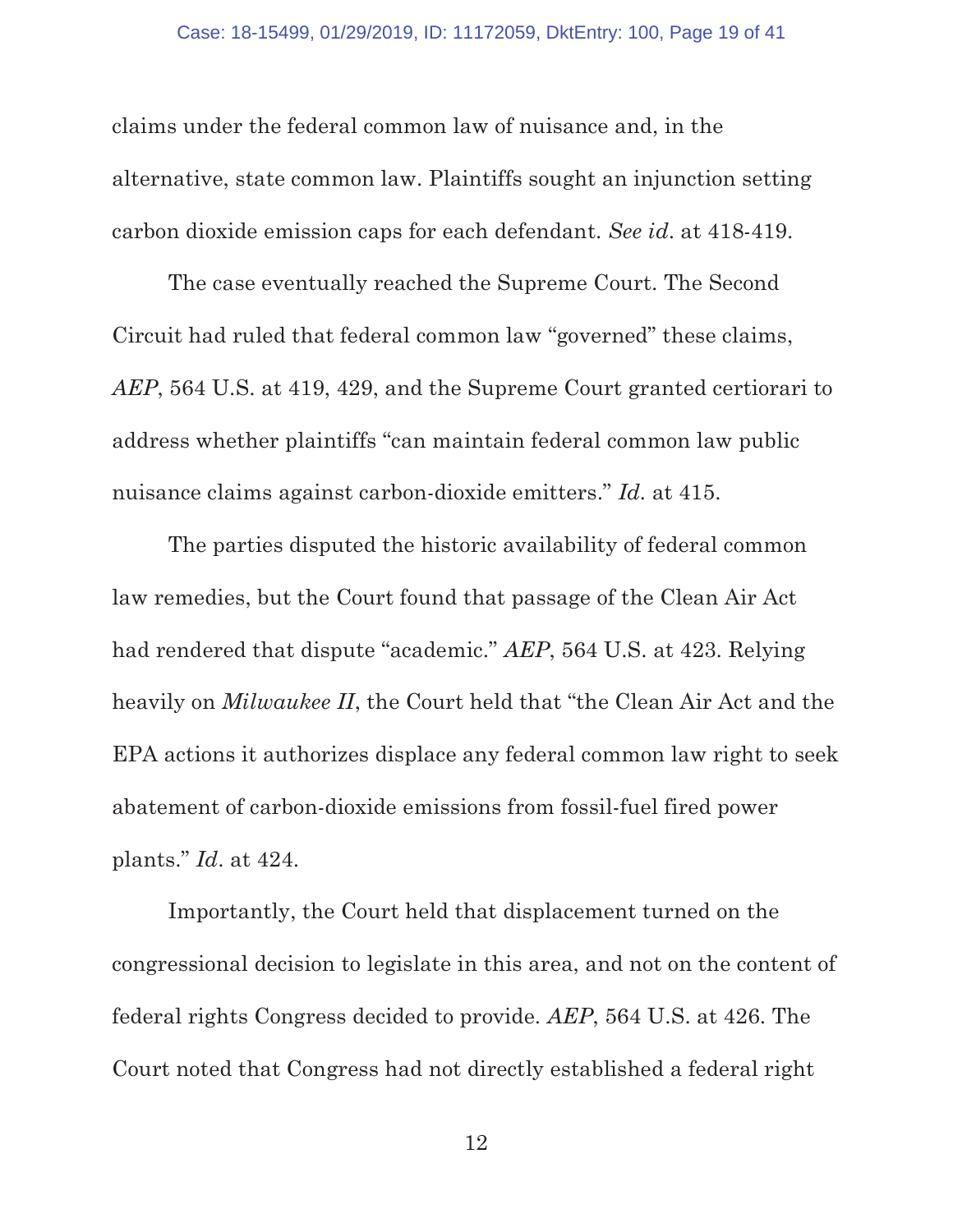claims under the federal common law of nuisance and, in the alternative, state common law. Plaintiffs sought an injunction setting carbon dioxide emission caps for each defendant. *See id.* at 418-419.

The case eventually reached the Supreme Court. The Second Circuit had ruled that federal common law "governed" these claims, *AEP*, 564 U.S. at 419, 429, and the Supreme Court granted certiorari to address whether plaintiffs "can maintain federal common law public nuisance claims against carbon-dioxide emitters." *Id.* at 415.

The parties disputed the historic availability of federal common law remedies, but the Court found that passage of the Clean Air Act had rendered that dispute "academic." *AEP*, 564 U.S. at 423. Relying heavily on *Milwaukee II*, the Court held that "the Clean Air Act and the EPA actions it authorizes displace any federal common law right to seek abatement of carbon-dioxide emissions from fossil-fuel fired power plants." *Id*. at 424.

Importantly, the Court held that displacement turned on the congressional decision to legislate in this area, and not on the content of federal rights Congress decided to provide. *AEP*, 564 U.S. at 426. The Court noted that Congress had not directly established a federal right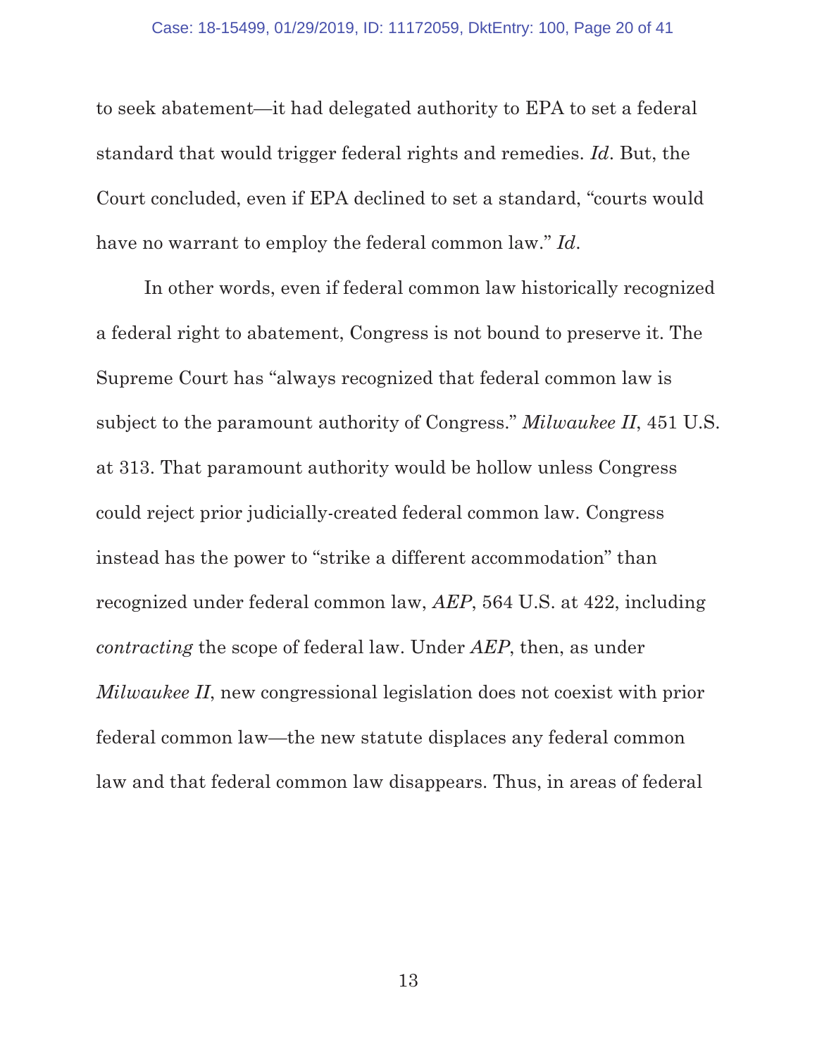to seek abatement—it had delegated authority to EPA to set a federal standard that would trigger federal rights and remedies. *Id*. But, the Court concluded, even if EPA declined to set a standard, "courts would have no warrant to employ the federal common law." *Id*.

In other words, even if federal common law historically recognized a federal right to abatement, Congress is not bound to preserve it. The Supreme Court has "always recognized that federal common law is subject to the paramount authority of Congress." *Milwaukee II*, 451 U.S. at 313. That paramount authority would be hollow unless Congress could reject prior judicially-created federal common law. Congress instead has the power to "strike a different accommodation" than recognized under federal common law, *AEP*, 564 U.S. at 422, including *contracting* the scope of federal law. Under *AEP*, then, as under *Milwaukee II*, new congressional legislation does not coexist with prior federal common law—the new statute displaces any federal common law and that federal common law disappears. Thus, in areas of federal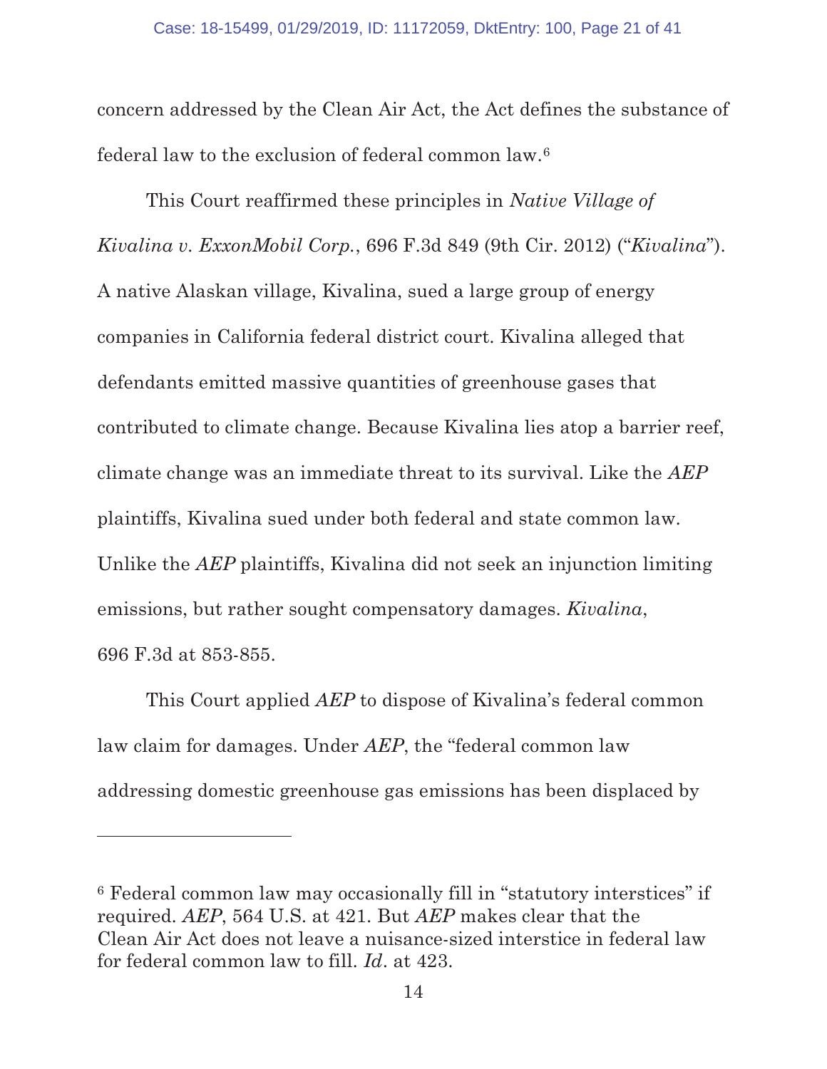concern addressed by the Clean Air Act, the Act defines the substance of federal law to the exclusion of federal common law.[6]

This Court reaffirmed these principles in *Native Village of Kivalina v. ExxonMobil Corp.*, 696 F.3d 849 (9th Cir. 2012) ("*Kivalina*"). A native Alaskan village, Kivalina, sued a large group of energy companies in California federal district court. Kivalina alleged that defendants emitted massive quantities of greenhouse gases that contributed to climate change. Because Kivalina lies atop a barrier reef, climate change was an immediate threat to its survival. Like the *AEP* plaintiffs, Kivalina sued under both federal and state common law. Unlike the *AEP* plaintiffs, Kivalina did not seek an injunction limiting emissions, but rather sought compensatory damages. *Kivalina*, 696 F.3d at 853-855.

This Court applied *AEP* to dispose of Kivalina's federal common law claim for damages. Under *AEP*, the "federal common law addressing domestic greenhouse gas emissions has been displaced by

---

[6] Federal common law may occasionally fill in "statutory interstices" if required. *AEP*, 564 U.S. at 421. But *AEP* makes clear that the Clean Air Act does not leave a nuisance-sized interstice in federal law for federal common law to fill. *Id*. at 423.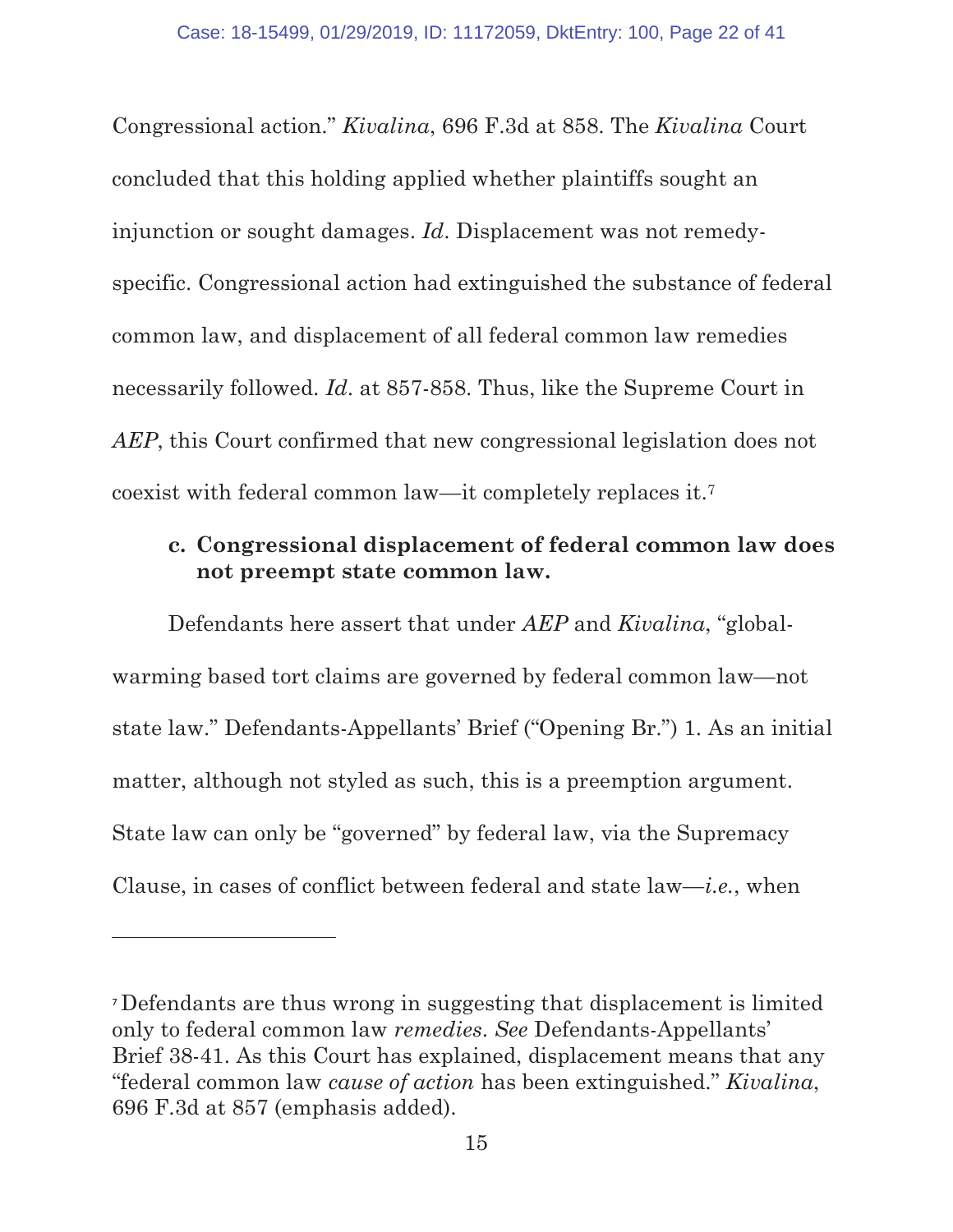Congressional action." *Kivalina*, 696 F.3d at 858. The *Kivalina* Court concluded that this holding applied whether plaintiffs sought an injunction or sought damages. *Id*. Displacement was not remedy-specific. Congressional action had extinguished the substance of federal common law, and displacement of all federal common law remedies necessarily followed. *Id*. at 857-858. Thus, like the Supreme Court in *AEP*, this Court confirmed that new congressional legislation does not coexist with federal common law—it completely replaces it.[7]

**c. Congressional displacement of federal common law does not preempt state common law.**

Defendants here assert that under *AEP* and *Kivalina*, "global-warming based tort claims are governed by federal common law—not state law." Defendants-Appellants' Brief ("Opening Br.") 1. As an initial matter, although not styled as such, this is a preemption argument. State law can only be "governed" by federal law, via the Supremacy Clause, in cases of conflict between federal and state law—*i.e.*, when

---

[7] Defendants are thus wrong in suggesting that displacement is limited only to federal common law *remedies*. *See* Defendants-Appellants' Brief 38-41. As this Court has explained, displacement means that any "federal common law *cause of action* has been extinguished." *Kivalina*, 696 F.3d at 857 (emphasis added).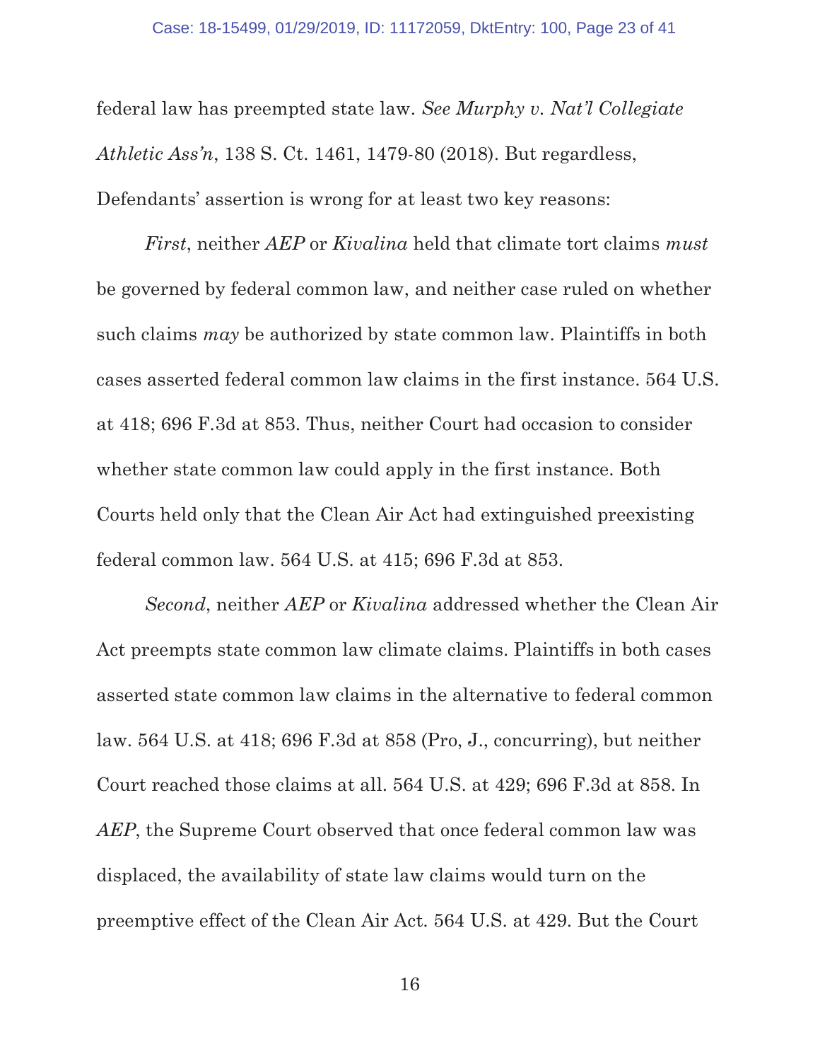federal law has preempted state law. *See Murphy v. Nat'l Collegiate Athletic Ass'n*, 138 S. Ct. 1461, 1479-80 (2018). But regardless, Defendants' assertion is wrong for at least two key reasons:

*First*, neither *AEP* or *Kivalina* held that climate tort claims *must* be governed by federal common law, and neither case ruled on whether such claims *may* be authorized by state common law. Plaintiffs in both cases asserted federal common law claims in the first instance. 564 U.S. at 418; 696 F.3d at 853. Thus, neither Court had occasion to consider whether state common law could apply in the first instance. Both Courts held only that the Clean Air Act had extinguished preexisting federal common law. 564 U.S. at 415; 696 F.3d at 853.

*Second*, neither *AEP* or *Kivalina* addressed whether the Clean Air Act preempts state common law climate claims. Plaintiffs in both cases asserted state common law claims in the alternative to federal common law. 564 U.S. at 418; 696 F.3d at 858 (Pro, J., concurring), but neither Court reached those claims at all. 564 U.S. at 429; 696 F.3d at 858. In *AEP*, the Supreme Court observed that once federal common law was displaced, the availability of state law claims would turn on the preemptive effect of the Clean Air Act. 564 U.S. at 429. But the Court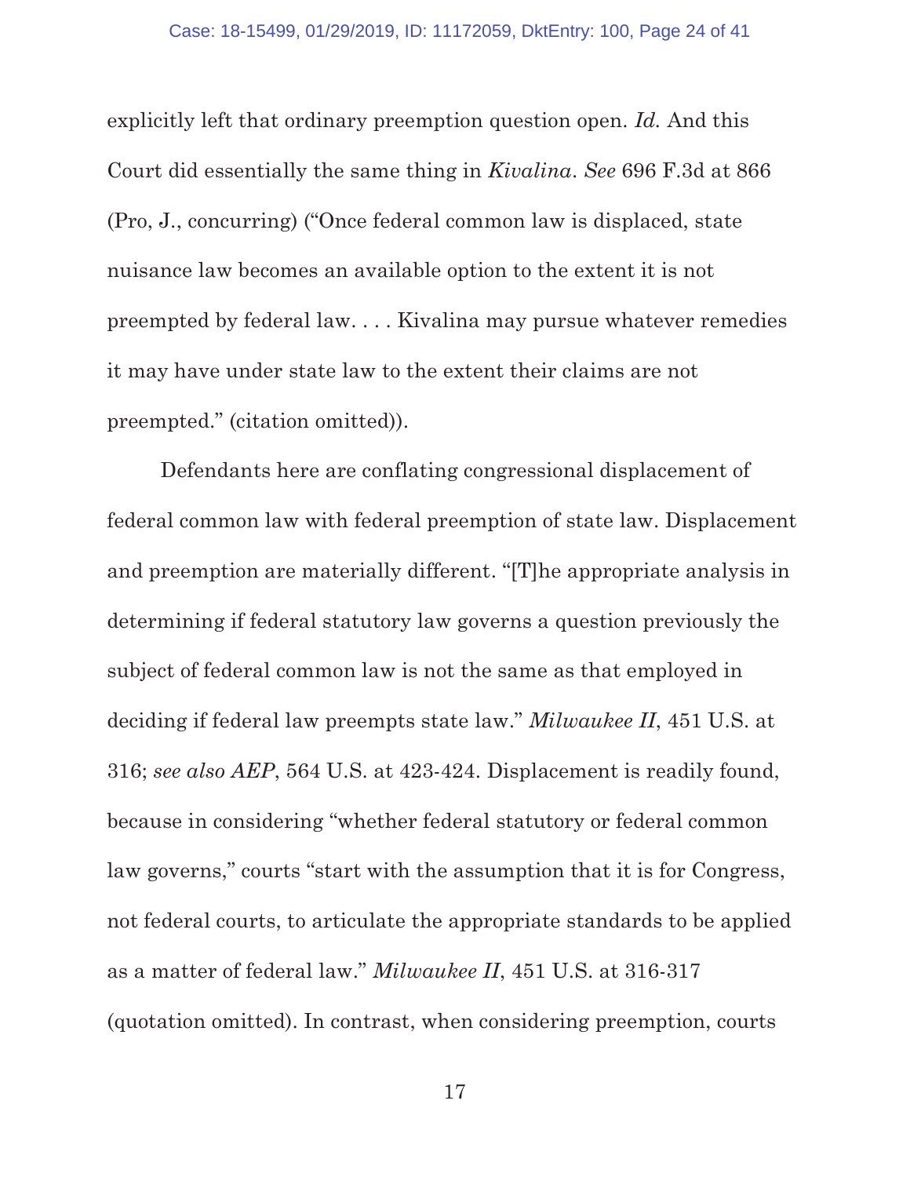explicitly left that ordinary preemption question open. *Id.* And this Court did essentially the same thing in *Kivalina*. *See* 696 F.3d at 866 (Pro, J., concurring) ("Once federal common law is displaced, state nuisance law becomes an available option to the extent it is not preempted by federal law. . . . Kivalina may pursue whatever remedies it may have under state law to the extent their claims are not preempted." (citation omitted)).

Defendants here are conflating congressional displacement of federal common law with federal preemption of state law. Displacement and preemption are materially different. "[T]he appropriate analysis in determining if federal statutory law governs a question previously the subject of federal common law is not the same as that employed in deciding if federal law preempts state law." *Milwaukee II*, 451 U.S. at 316; *see also AEP*, 564 U.S. at 423-424. Displacement is readily found, because in considering "whether federal statutory or federal common law governs," courts "start with the assumption that it is for Congress, not federal courts, to articulate the appropriate standards to be applied as a matter of federal law." *Milwaukee II*, 451 U.S. at 316-317 (quotation omitted). In contrast, when considering preemption, courts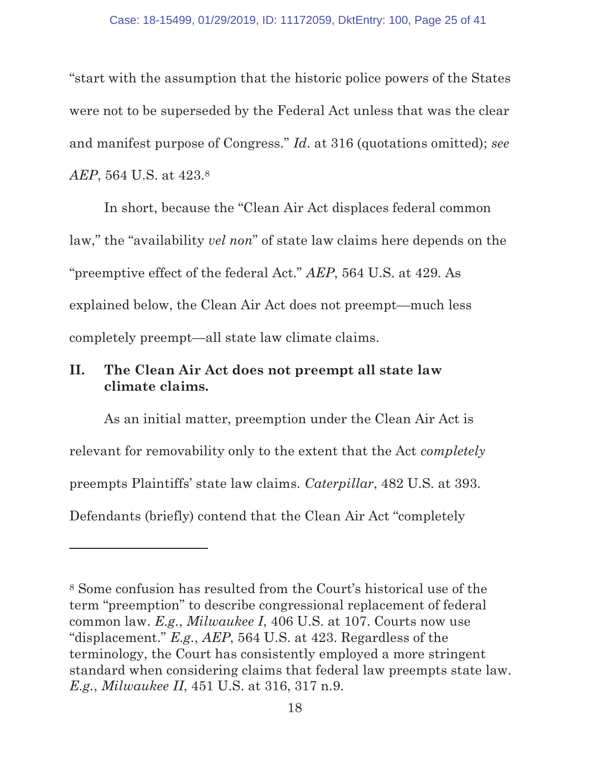"start with the assumption that the historic police powers of the States were not to be superseded by the Federal Act unless that was the clear and manifest purpose of Congress." *Id.* at 316 (quotations omitted); *see* *AEP*, 564 U.S. at 423.[8]

In short, because the "Clean Air Act displaces federal common law," the "availability *vel non*" of state law claims here depends on the "preemptive effect of the federal Act." *AEP*, 564 U.S. at 429. As explained below, the Clean Air Act does not preempt—much less completely preempt—all state law climate claims.

## II. The Clean Air Act does not preempt all state law climate claims.

As an initial matter, preemption under the Clean Air Act is relevant for removability only to the extent that the Act *completely* preempts Plaintiffs' state law claims. *Caterpillar*, 482 U.S. at 393. Defendants (briefly) contend that the Clean Air Act "completely

---

[8] Some confusion has resulted from the Court's historical use of the term "preemption" to describe congressional replacement of federal common law. *E.g.*, *Milwaukee I*, 406 U.S. at 107. Courts now use "displacement." *E.g.*, *AEP*, 564 U.S. at 423. Regardless of the terminology, the Court has consistently employed a more stringent standard when considering claims that federal law preempts state law. *E.g.*, *Milwaukee II*, 451 U.S. at 316, 317 n.9.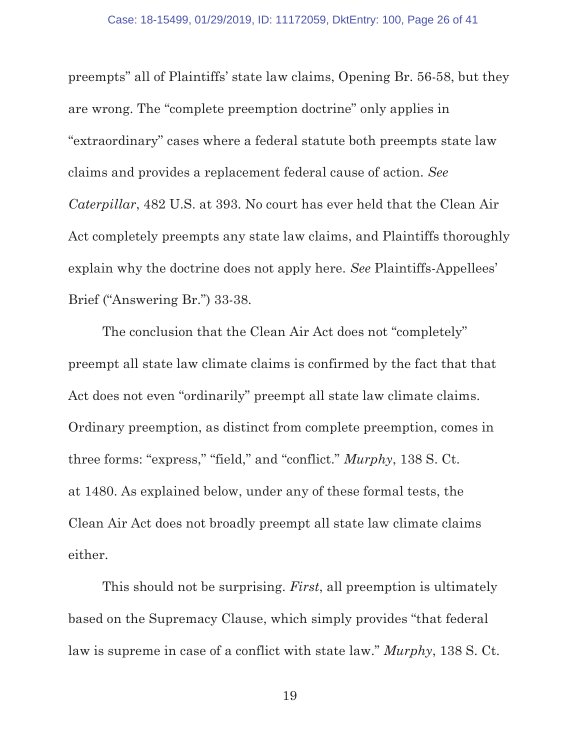preempts" all of Plaintiffs' state law claims, Opening Br. 56-58, but they are wrong. The "complete preemption doctrine" only applies in "extraordinary" cases where a federal statute both preempts state law claims and provides a replacement federal cause of action. *See Caterpillar*, 482 U.S. at 393. No court has ever held that the Clean Air Act completely preempts any state law claims, and Plaintiffs thoroughly explain why the doctrine does not apply here. *See* Plaintiffs-Appellees' Brief ("Answering Br.") 33-38.

The conclusion that the Clean Air Act does not "completely" preempt all state law climate claims is confirmed by the fact that that Act does not even "ordinarily" preempt all state law climate claims. Ordinary preemption, as distinct from complete preemption, comes in three forms: "express," "field," and "conflict." *Murphy*, 138 S. Ct. at 1480. As explained below, under any of these formal tests, the Clean Air Act does not broadly preempt all state law climate claims either.

This should not be surprising. *First*, all preemption is ultimately based on the Supremacy Clause, which simply provides "that federal law is supreme in case of a conflict with state law." *Murphy*, 138 S. Ct.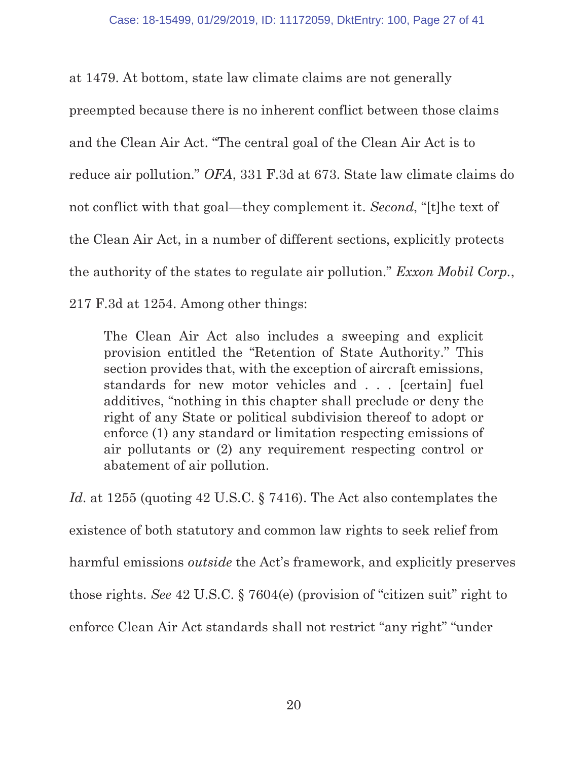at 1479. At bottom, state law climate claims are not generally preempted because there is no inherent conflict between those claims and the Clean Air Act. "The central goal of the Clean Air Act is to reduce air pollution." *OFA*, 331 F.3d at 673. State law climate claims do not conflict with that goal—they complement it. *Second*, "[t]he text of the Clean Air Act, in a number of different sections, explicitly protects the authority of the states to regulate air pollution." *Exxon Mobil Corp.*, 217 F.3d at 1254. Among other things:

> The Clean Air Act also includes a sweeping and explicit provision entitled the "Retention of State Authority." This section provides that, with the exception of aircraft emissions, standards for new motor vehicles and . . . [certain] fuel additives, "nothing in this chapter shall preclude or deny the right of any State or political subdivision thereof to adopt or enforce (1) any standard or limitation respecting emissions of air pollutants or (2) any requirement respecting control or abatement of air pollution.

*Id*. at 1255 (quoting 42 U.S.C. § 7416). The Act also contemplates the existence of both statutory and common law rights to seek relief from harmful emissions *outside* the Act's framework, and explicitly preserves those rights. *See* 42 U.S.C. § 7604(e) (provision of "citizen suit" right to enforce Clean Air Act standards shall not restrict "any right" "under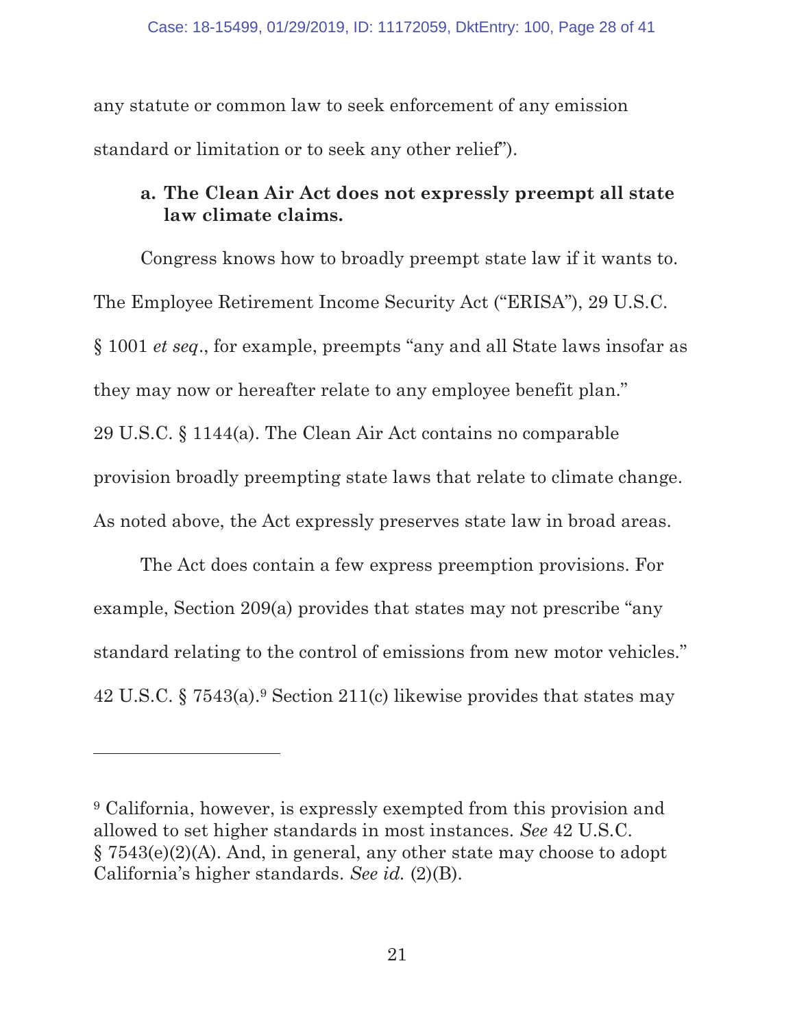any statute or common law to seek enforcement of any emission standard or limitation or to seek any other relief").

### a. The Clean Air Act does not expressly preempt all state law climate claims.

Congress knows how to broadly preempt state law if it wants to. The Employee Retirement Income Security Act ("ERISA"), 29 U.S.C. § 1001 *et seq*., for example, preempts "any and all State laws insofar as they may now or hereafter relate to any employee benefit plan." 29 U.S.C. § 1144(a). The Clean Air Act contains no comparable provision broadly preempting state laws that relate to climate change. As noted above, the Act expressly preserves state law in broad areas.

The Act does contain a few express preemption provisions. For example, Section 209(a) provides that states may not prescribe "any standard relating to the control of emissions from new motor vehicles." 42 U.S.C. § 7543(a).[9] Section 211(c) likewise provides that states may

---

[9] California, however, is expressly exempted from this provision and allowed to set higher standards in most instances. *See* 42 U.S.C. § 7543(e)(2)(A). And, in general, any other state may choose to adopt California's higher standards. *See id.* (2)(B).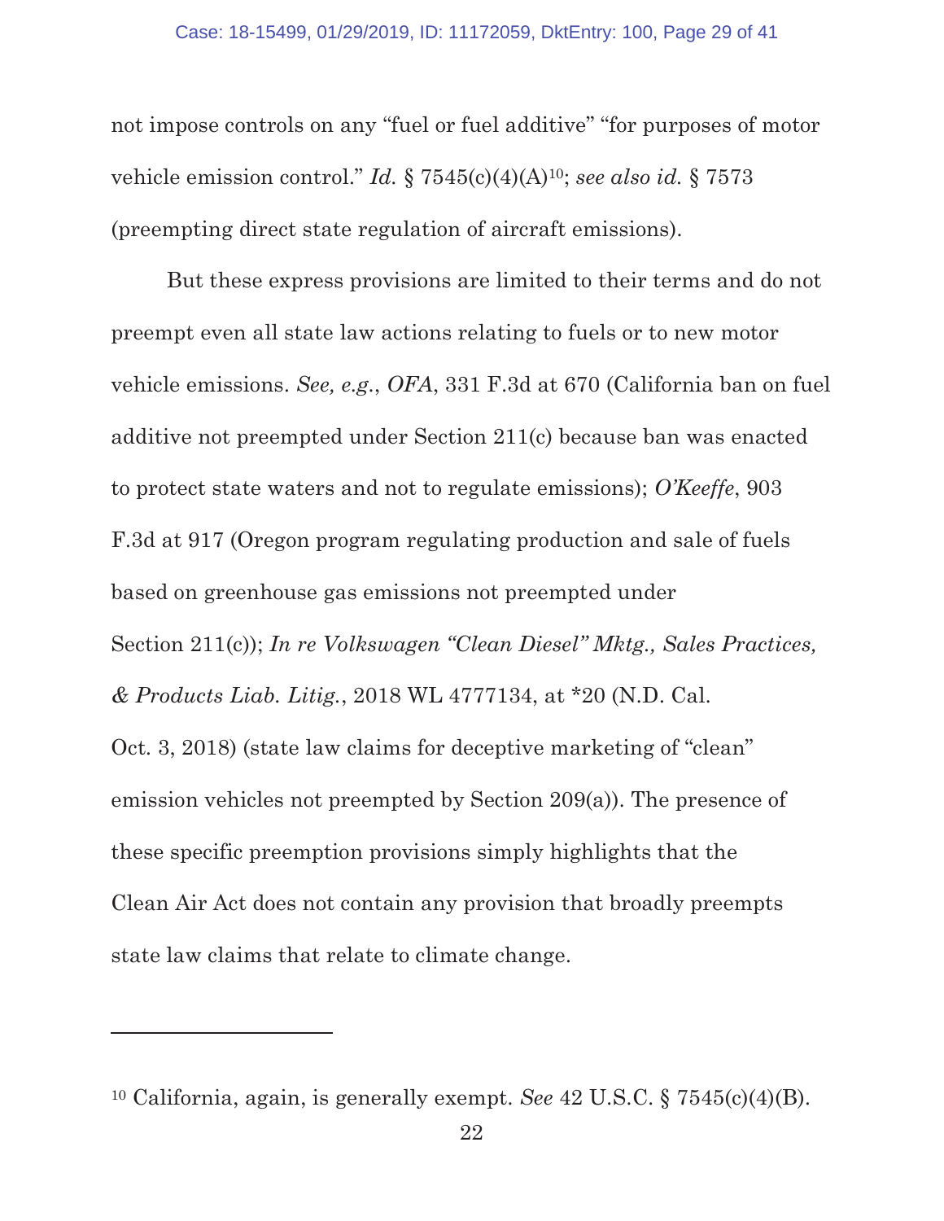not impose controls on any "fuel or fuel additive" "for purposes of motor vehicle emission control." *Id.* § 7545(c)(4)(A)[10]; *see also id.* § 7573 (preempting direct state regulation of aircraft emissions).

But these express provisions are limited to their terms and do not preempt even all state law actions relating to fuels or to new motor vehicle emissions. *See, e.g.*, *OFA*, 331 F.3d at 670 (California ban on fuel additive not preempted under Section 211(c) because ban was enacted to protect state waters and not to regulate emissions); *O'Keeffe*, 903 F.3d at 917 (Oregon program regulating production and sale of fuels based on greenhouse gas emissions not preempted under Section 211(c)); *In re Volkswagen "Clean Diesel" Mktg., Sales Practices, & Products Liab. Litig.*, 2018 WL 4777134, at *20 (N.D. Cal. Oct. 3, 2018) (state law claims for deceptive marketing of "clean" emission vehicles not preempted by Section 209(a)). The presence of these specific preemption provisions simply highlights that the Clean Air Act does not contain any provision that broadly preempts state law claims that relate to climate change.

---

[10] California, again, is generally exempt. *See* 42 U.S.C. § 7545(c)(4)(B).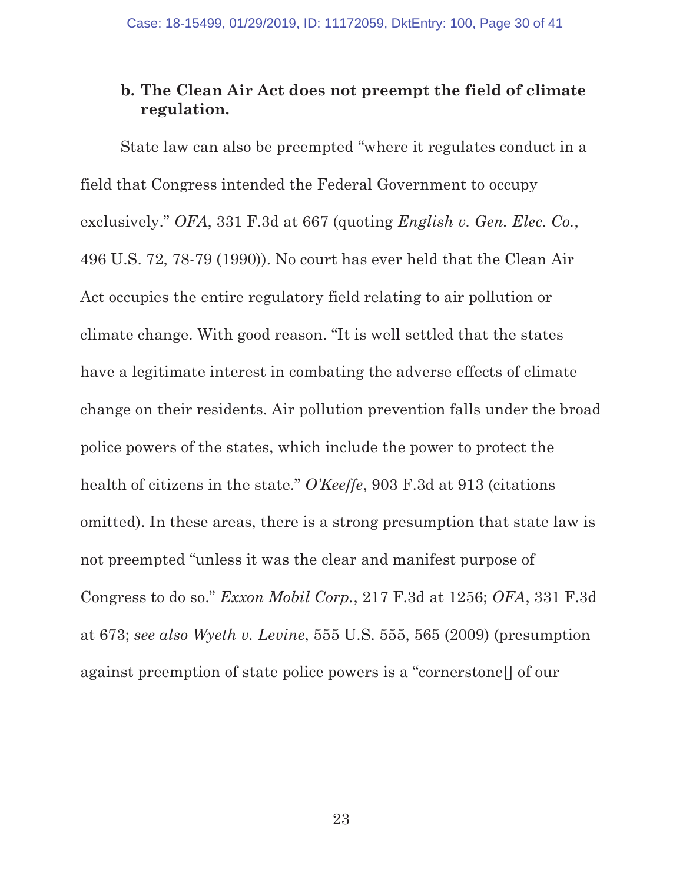### b. The Clean Air Act does not preempt the field of climate regulation.

State law can also be preempted "where it regulates conduct in a field that Congress intended the Federal Government to occupy exclusively." *OFA*, 331 F.3d at 667 (quoting *English v. Gen. Elec. Co.*, 496 U.S. 72, 78-79 (1990)). No court has ever held that the Clean Air Act occupies the entire regulatory field relating to air pollution or climate change. With good reason. "It is well settled that the states have a legitimate interest in combating the adverse effects of climate change on their residents. Air pollution prevention falls under the broad police powers of the states, which include the power to protect the health of citizens in the state." *O'Keeffe*, 903 F.3d at 913 (citations omitted). In these areas, there is a strong presumption that state law is not preempted "unless it was the clear and manifest purpose of Congress to do so." *Exxon Mobil Corp.*, 217 F.3d at 1256; *OFA*, 331 F.3d at 673; *see also Wyeth v. Levine*, 555 U.S. 555, 565 (2009) (presumption against preemption of state police powers is a "cornerstone[] of our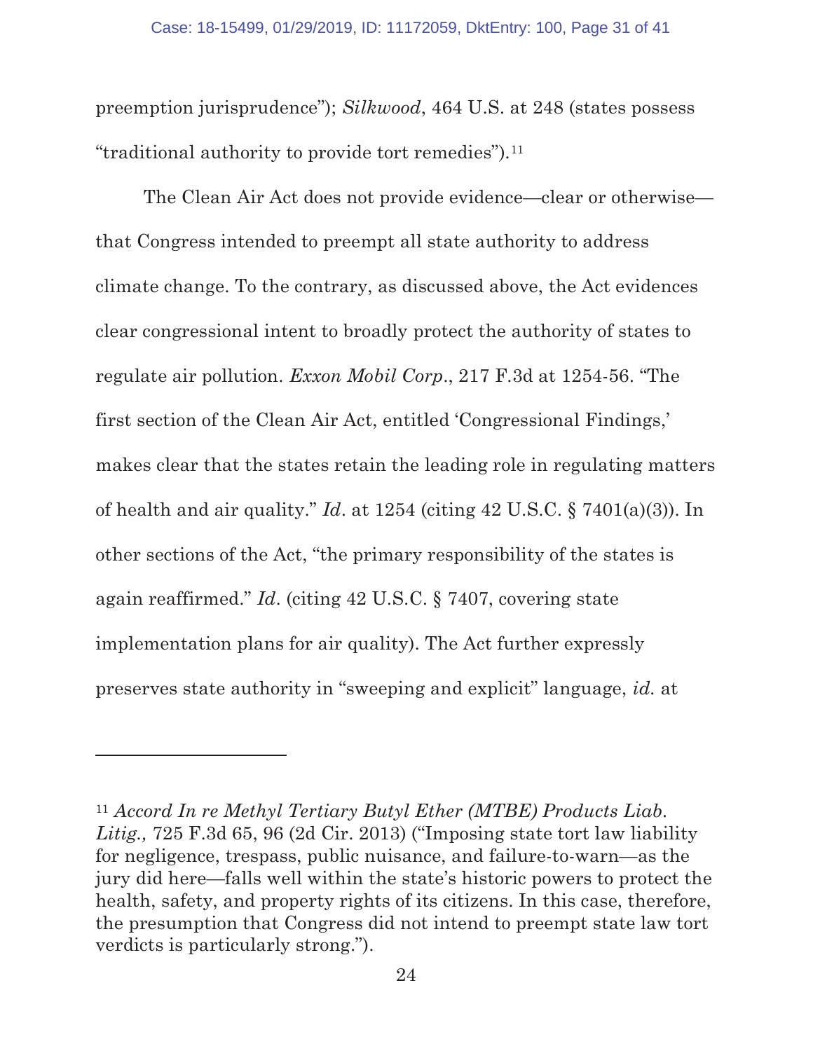preemption jurisprudence"); *Silkwood*, 464 U.S. at 248 (states possess "traditional authority to provide tort remedies").[11]

The Clean Air Act does not provide evidence—clear or otherwise—that Congress intended to preempt all state authority to address climate change. To the contrary, as discussed above, the Act evidences clear congressional intent to broadly protect the authority of states to regulate air pollution. *Exxon Mobil Corp*., 217 F.3d at 1254-56. "The first section of the Clean Air Act, entitled 'Congressional Findings,' makes clear that the states retain the leading role in regulating matters of health and air quality." *Id*. at 1254 (citing 42 U.S.C. § 7401(a)(3)). In other sections of the Act, "the primary responsibility of the states is again reaffirmed." *Id*. (citing 42 U.S.C. § 7407, covering state implementation plans for air quality). The Act further expressly preserves state authority in "sweeping and explicit" language, *id.* at

---

[11] *Accord In re Methyl Tertiary Butyl Ether (MTBE) Products Liab. Litig.,* 725 F.3d 65, 96 (2d Cir. 2013) ("Imposing state tort law liability for negligence, trespass, public nuisance, and failure-to-warn—as the jury did here—falls well within the state's historic powers to protect the health, safety, and property rights of its citizens. In this case, therefore, the presumption that Congress did not intend to preempt state law tort verdicts is particularly strong.").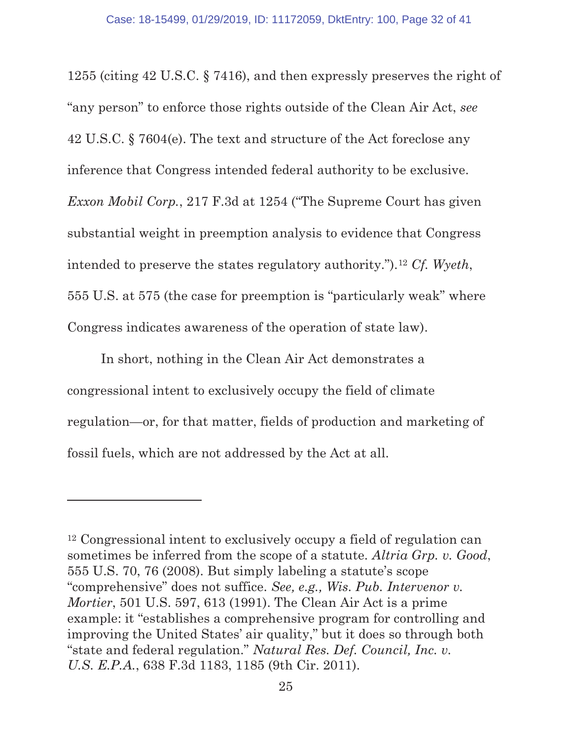1255 (citing 42 U.S.C. § 7416), and then expressly preserves the right of "any person" to enforce those rights outside of the Clean Air Act, *see* 42 U.S.C. § 7604(e). The text and structure of the Act foreclose any inference that Congress intended federal authority to be exclusive. *Exxon Mobil Corp.*, 217 F.3d at 1254 ("The Supreme Court has given substantial weight in preemption analysis to evidence that Congress intended to preserve the states regulatory authority.").[12] *Cf. Wyeth*, 555 U.S. at 575 (the case for preemption is "particularly weak" where Congress indicates awareness of the operation of state law).

In short, nothing in the Clean Air Act demonstrates a congressional intent to exclusively occupy the field of climate regulation—or, for that matter, fields of production and marketing of fossil fuels, which are not addressed by the Act at all.

---

[12] Congressional intent to exclusively occupy a field of regulation can sometimes be inferred from the scope of a statute. *Altria Grp. v. Good*, 555 U.S. 70, 76 (2008). But simply labeling a statute's scope "comprehensive" does not suffice. *See, e.g., Wis. Pub. Intervenor v. Mortier*, 501 U.S. 597, 613 (1991). The Clean Air Act is a prime example: it "establishes a comprehensive program for controlling and improving the United States' air quality," but it does so through both "state and federal regulation." *Natural Res. Def. Council, Inc. v. U.S. E.P.A.*, 638 F.3d 1183, 1185 (9th Cir. 2011).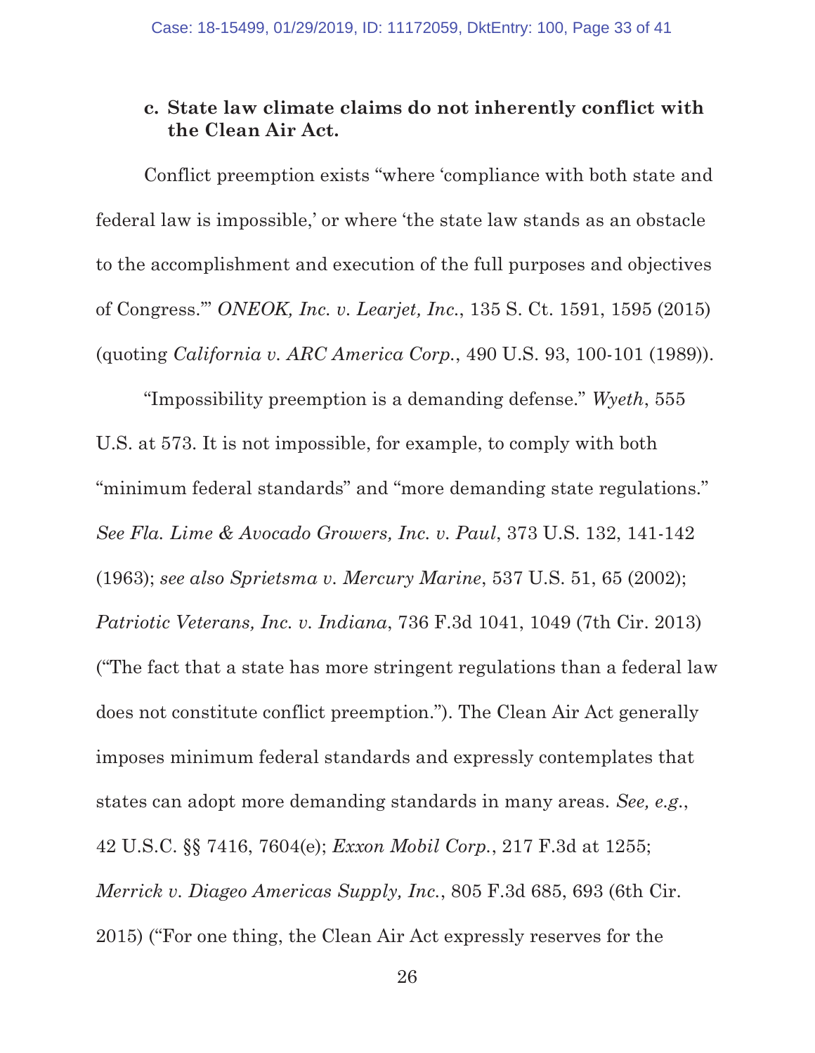### c. State law climate claims do not inherently conflict with the Clean Air Act.

Conflict preemption exists "where 'compliance with both state and federal law is impossible,' or where 'the state law stands as an obstacle to the accomplishment and execution of the full purposes and objectives of Congress.'" *ONEOK, Inc. v. Learjet, Inc.*, 135 S. Ct. 1591, 1595 (2015) (quoting *California v. ARC America Corp.*, 490 U.S. 93, 100-101 (1989)).

"Impossibility preemption is a demanding defense." *Wyeth*, 555 U.S. at 573. It is not impossible, for example, to comply with both "minimum federal standards" and "more demanding state regulations." *See Fla. Lime & Avocado Growers, Inc. v. Paul*, 373 U.S. 132, 141-142 (1963); *see also Sprietsma v. Mercury Marine*, 537 U.S. 51, 65 (2002); *Patriotic Veterans, Inc. v. Indiana*, 736 F.3d 1041, 1049 (7th Cir. 2013) ("The fact that a state has more stringent regulations than a federal law does not constitute conflict preemption."). The Clean Air Act generally imposes minimum federal standards and expressly contemplates that states can adopt more demanding standards in many areas. *See, e.g.*, 42 U.S.C. §§ 7416, 7604(e); *Exxon Mobil Corp.*, 217 F.3d at 1255; *Merrick v. Diageo Americas Supply, Inc.*, 805 F.3d 685, 693 (6th Cir. 2015) ("For one thing, the Clean Air Act expressly reserves for the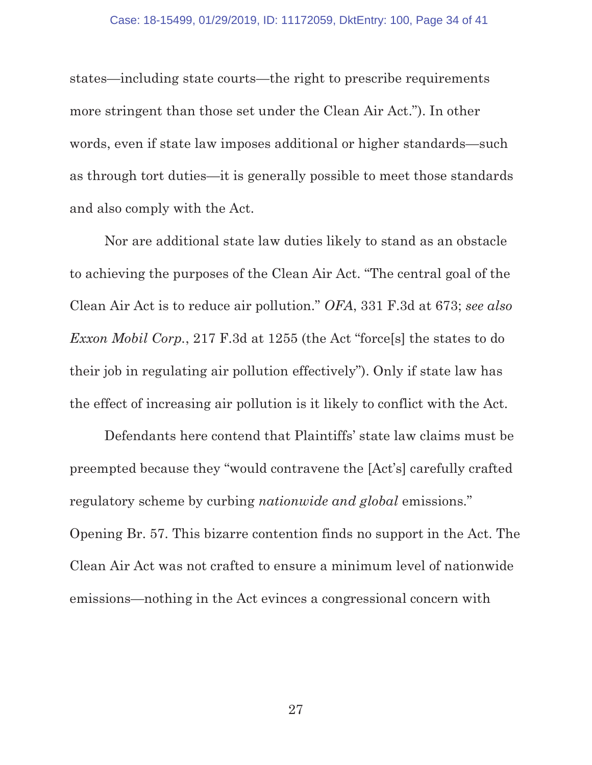states—including state courts—the right to prescribe requirements more stringent than those set under the Clean Air Act."). In other words, even if state law imposes additional or higher standards—such as through tort duties—it is generally possible to meet those standards and also comply with the Act.

Nor are additional state law duties likely to stand as an obstacle to achieving the purposes of the Clean Air Act. "The central goal of the Clean Air Act is to reduce air pollution." *OFA*, 331 F.3d at 673; *see also Exxon Mobil Corp.*, 217 F.3d at 1255 (the Act "force[s] the states to do their job in regulating air pollution effectively"). Only if state law has the effect of increasing air pollution is it likely to conflict with the Act.

Defendants here contend that Plaintiffs' state law claims must be preempted because they "would contravene the [Act's] carefully crafted regulatory scheme by curbing *nationwide and global* emissions." Opening Br. 57. This bizarre contention finds no support in the Act. The Clean Air Act was not crafted to ensure a minimum level of nationwide emissions—nothing in the Act evinces a congressional concern with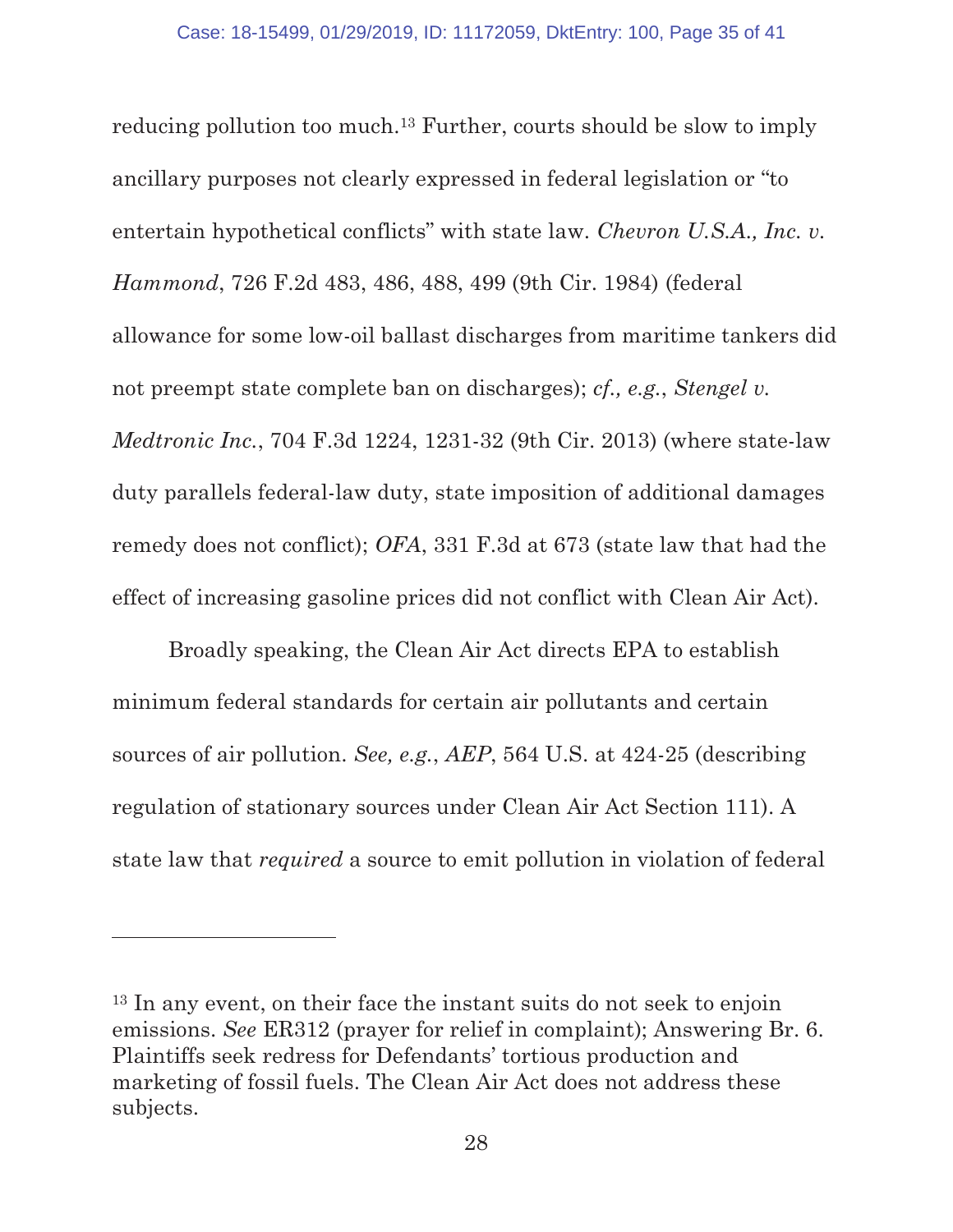reducing pollution too much.[13] Further, courts should be slow to imply ancillary purposes not clearly expressed in federal legislation or "to entertain hypothetical conflicts" with state law. *Chevron U.S.A., Inc. v. Hammond*, 726 F.2d 483, 486, 488, 499 (9th Cir. 1984) (federal allowance for some low-oil ballast discharges from maritime tankers did not preempt state complete ban on discharges); *cf., e.g.*, *Stengel v. Medtronic Inc.*, 704 F.3d 1224, 1231-32 (9th Cir. 2013) (where state-law duty parallels federal-law duty, state imposition of additional damages remedy does not conflict); *OFA*, 331 F.3d at 673 (state law that had the effect of increasing gasoline prices did not conflict with Clean Air Act).

Broadly speaking, the Clean Air Act directs EPA to establish minimum federal standards for certain air pollutants and certain sources of air pollution. *See, e.g.*, *AEP*, 564 U.S. at 424-25 (describing regulation of stationary sources under Clean Air Act Section 111). A state law that *required* a source to emit pollution in violation of federal

---

[13] In any event, on their face the instant suits do not seek to enjoin emissions. *See* ER312 (prayer for relief in complaint); Answering Br. 6. Plaintiffs seek redress for Defendants' tortious production and marketing of fossil fuels. The Clean Air Act does not address these subjects.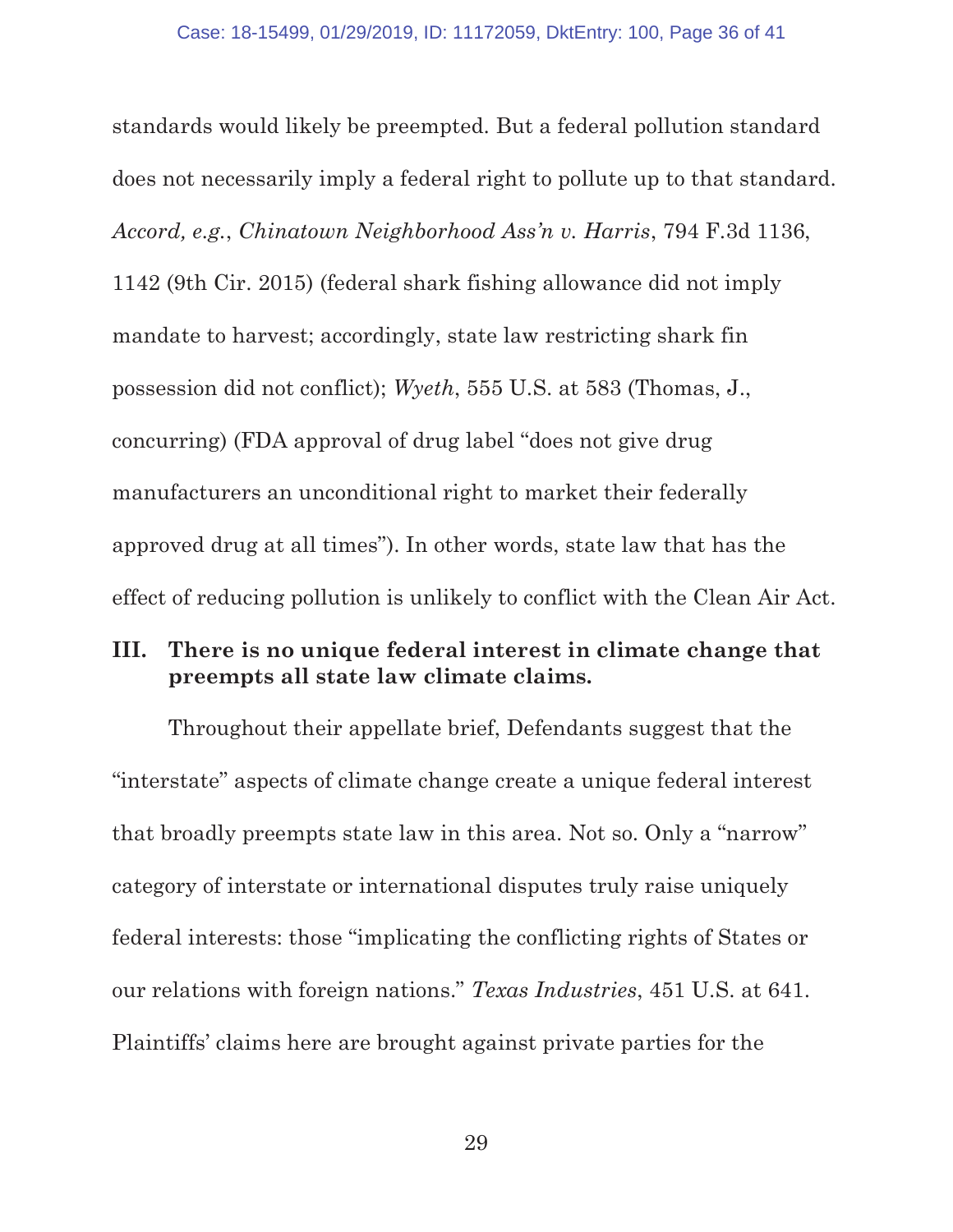standards would likely be preempted. But a federal pollution standard does not necessarily imply a federal right to pollute up to that standard. *Accord, e.g.*, *Chinatown Neighborhood Ass'n v. Harris*, 794 F.3d 1136, 1142 (9th Cir. 2015) (federal shark fishing allowance did not imply mandate to harvest; accordingly, state law restricting shark fin possession did not conflict); *Wyeth*, 555 U.S. at 583 (Thomas, J., concurring) (FDA approval of drug label "does not give drug manufacturers an unconditional right to market their federally approved drug at all times"). In other words, state law that has the effect of reducing pollution is unlikely to conflict with the Clean Air Act.

## III. There is no unique federal interest in climate change that preempts all state law climate claims.

Throughout their appellate brief, Defendants suggest that the "interstate" aspects of climate change create a unique federal interest that broadly preempts state law in this area. Not so. Only a "narrow" category of interstate or international disputes truly raise uniquely federal interests: those "implicating the conflicting rights of States or our relations with foreign nations." *Texas Industries*, 451 U.S. at 641. Plaintiffs' claims here are brought against private parties for the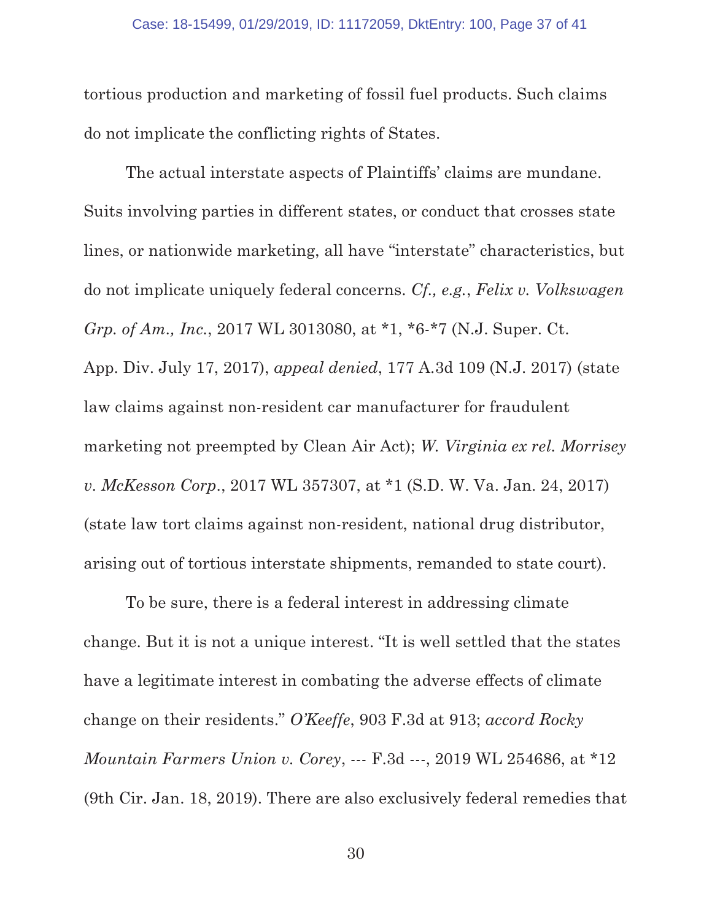tortious production and marketing of fossil fuel products. Such claims do not implicate the conflicting rights of States.

The actual interstate aspects of Plaintiffs' claims are mundane. Suits involving parties in different states, or conduct that crosses state lines, or nationwide marketing, all have "interstate" characteristics, but do not implicate uniquely federal concerns. *Cf., e.g.*, *Felix v. Volkswagen Grp. of Am., Inc.*, 2017 WL 3013080, at *1, *6-*7 (N.J. Super. Ct. App. Div. July 17, 2017), *appeal denied*, 177 A.3d 109 (N.J. 2017) (state law claims against non-resident car manufacturer for fraudulent marketing not preempted by Clean Air Act); *W. Virginia ex rel. Morrisey v. McKesson Corp.*, 2017 WL 357307, at *1 (S.D. W. Va. Jan. 24, 2017) (state law tort claims against non-resident, national drug distributor, arising out of tortious interstate shipments, remanded to state court).

To be sure, there is a federal interest in addressing climate change. But it is not a unique interest. "It is well settled that the states have a legitimate interest in combating the adverse effects of climate change on their residents." *O'Keeffe*, 903 F.3d at 913; *accord Rocky Mountain Farmers Union v. Corey*, --- F.3d ---, 2019 WL 254686, at *12 (9th Cir. Jan. 18, 2019). There are also exclusively federal remedies that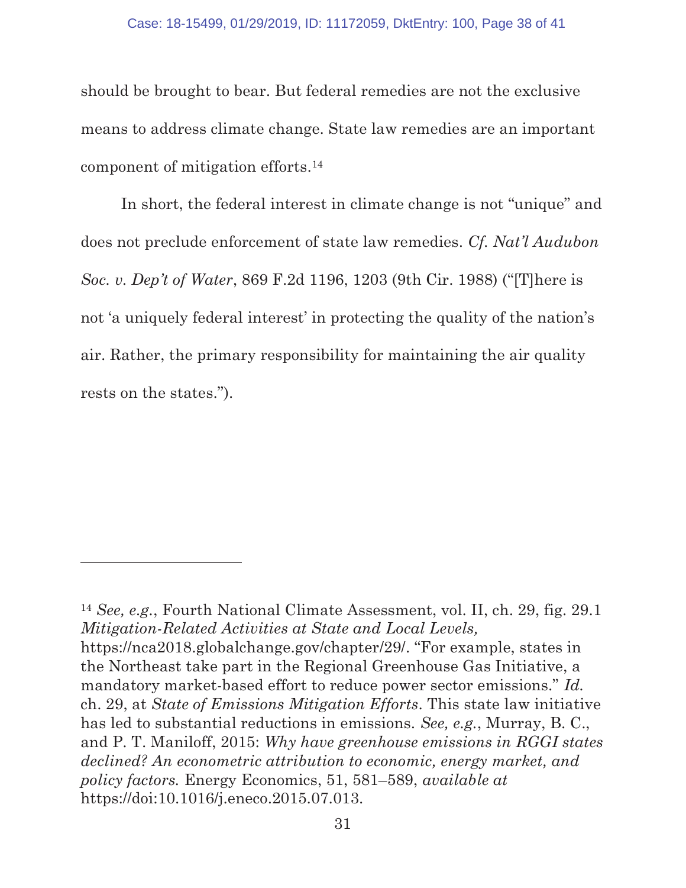should be brought to bear. But federal remedies are not the exclusive means to address climate change. State law remedies are an important component of mitigation efforts.[14]

In short, the federal interest in climate change is not "unique" and does not preclude enforcement of state law remedies. *Cf. Nat'l Audubon Soc. v. Dep't of Water*, 869 F.2d 1196, 1203 (9th Cir. 1988) ("[T]here is not 'a uniquely federal interest' in protecting the quality of the nation's air. Rather, the primary responsibility for maintaining the air quality rests on the states.").

---

[14] *See, e.g.*, Fourth National Climate Assessment, vol. II, ch. 29, fig. 29.1 *Mitigation-Related Activities at State and Local Levels,* https://nca2018.globalchange.gov/chapter/29/. "For example, states in the Northeast take part in the Regional Greenhouse Gas Initiative, a mandatory market-based effort to reduce power sector emissions." *Id.* ch. 29, at *State of Emissions Mitigation Efforts*. This state law initiative has led to substantial reductions in emissions. *See, e.g.*, Murray, B. C., and P. T. Maniloff, 2015: *Why have greenhouse emissions in RGGI states declined? An econometric attribution to economic, energy market, and policy factors.* Energy Economics, 51, 581–589, *available at* https://doi:10.1016/j.eneco.2015.07.013.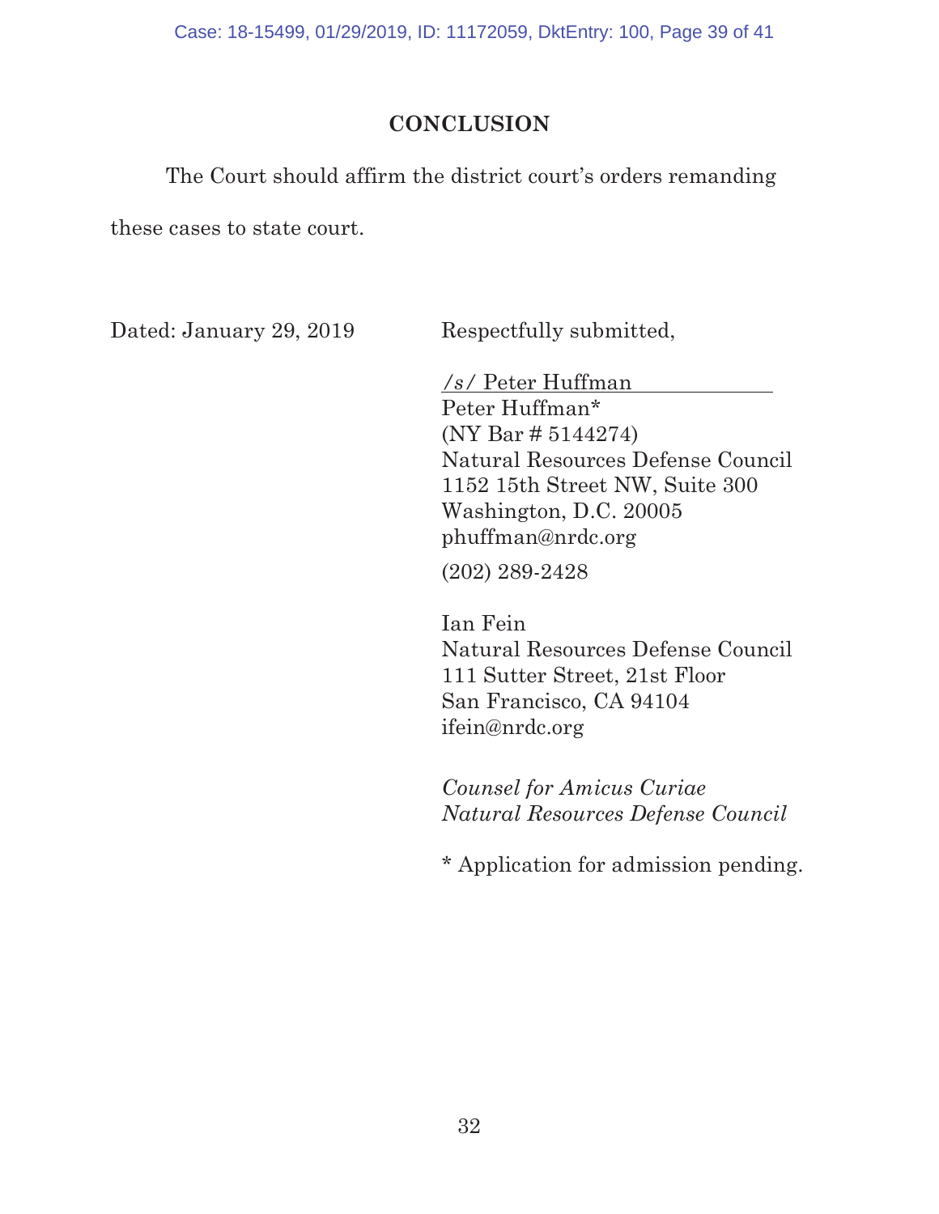## CONCLUSION

The Court should affirm the district court's orders remanding these cases to state court.

Dated: January 29, 2019

Respectfully submitted,

*/s/* Peter Huffman
Peter Huffman*
(NY Bar # 5144274)
Natural Resources Defense Council
1152 15th Street NW, Suite 300
Washington, D.C. 20005
phuffman@nrdc.org
(202) 289-2428

Ian Fein
Natural Resources Defense Council
111 Sutter Street, 21st Floor
San Francisco, CA 94104
ifein@nrdc.org

*Counsel for Amicus Curiae*
*Natural Resources Defense Council*

* Application for admission pending.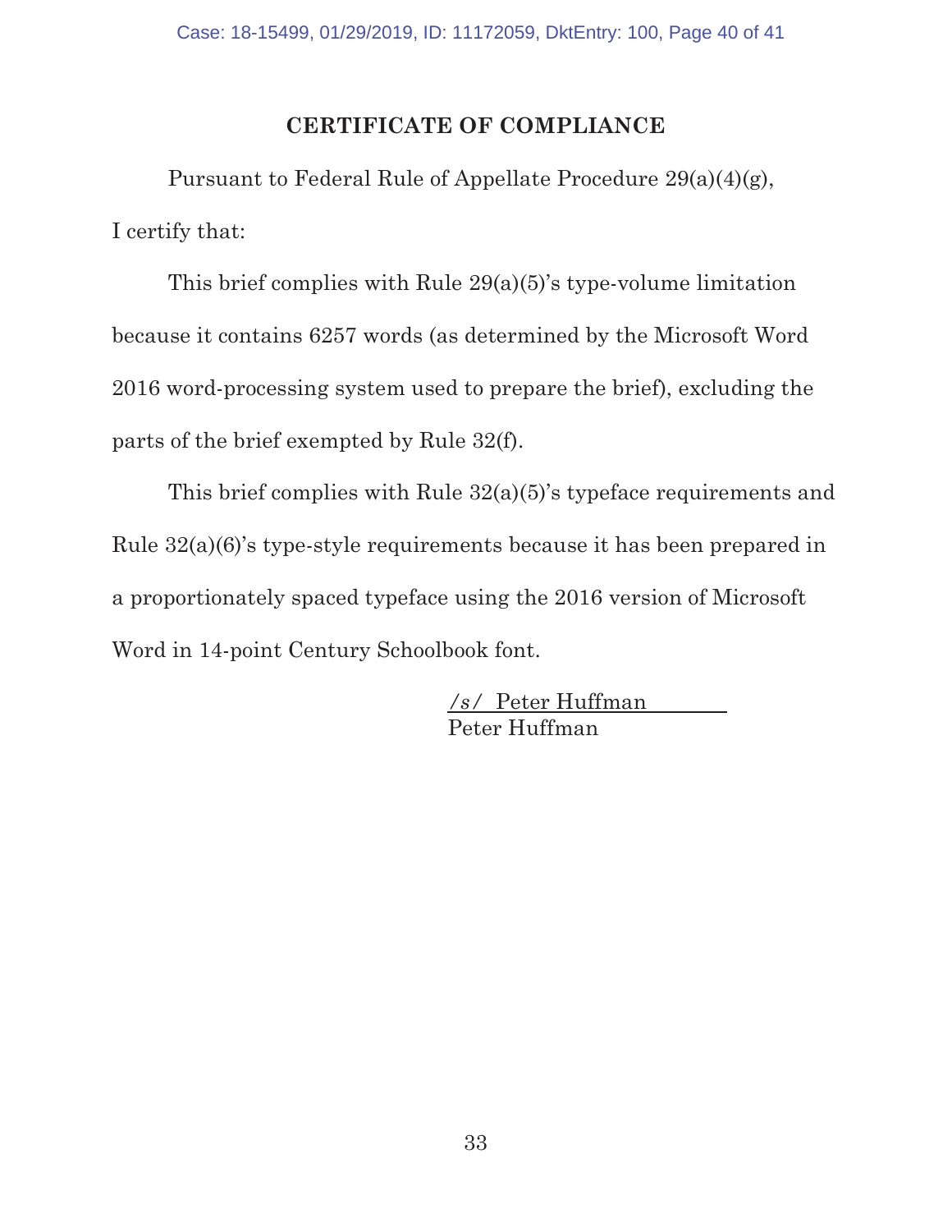## CERTIFICATE OF COMPLIANCE

Pursuant to Federal Rule of Appellate Procedure 29(a)(4)(g), I certify that:

This brief complies with Rule 29(a)(5)'s type-volume limitation because it contains 6257 words (as determined by the Microsoft Word 2016 word-processing system used to prepare the brief), excluding the parts of the brief exempted by Rule 32(f).

This brief complies with Rule 32(a)(5)'s typeface requirements and Rule 32(a)(6)'s type-style requirements because it has been prepared in a proportionately spaced typeface using the 2016 version of Microsoft Word in 14-point Century Schoolbook font.

*/s/* Peter Huffman
Peter Huffman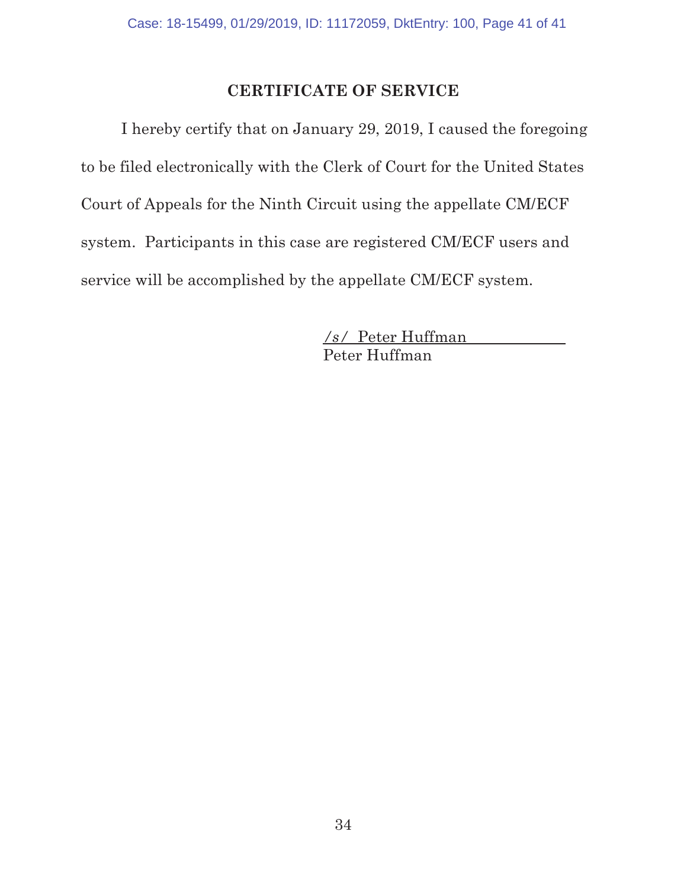## CERTIFICATE OF SERVICE

I hereby certify that on January 29, 2019, I caused the foregoing to be filed electronically with the Clerk of Court for the United States Court of Appeals for the Ninth Circuit using the appellate CM/ECF system. Participants in this case are registered CM/ECF users and service will be accomplished by the appellate CM/ECF system.

/s/ Peter Huffman
Peter Huffman